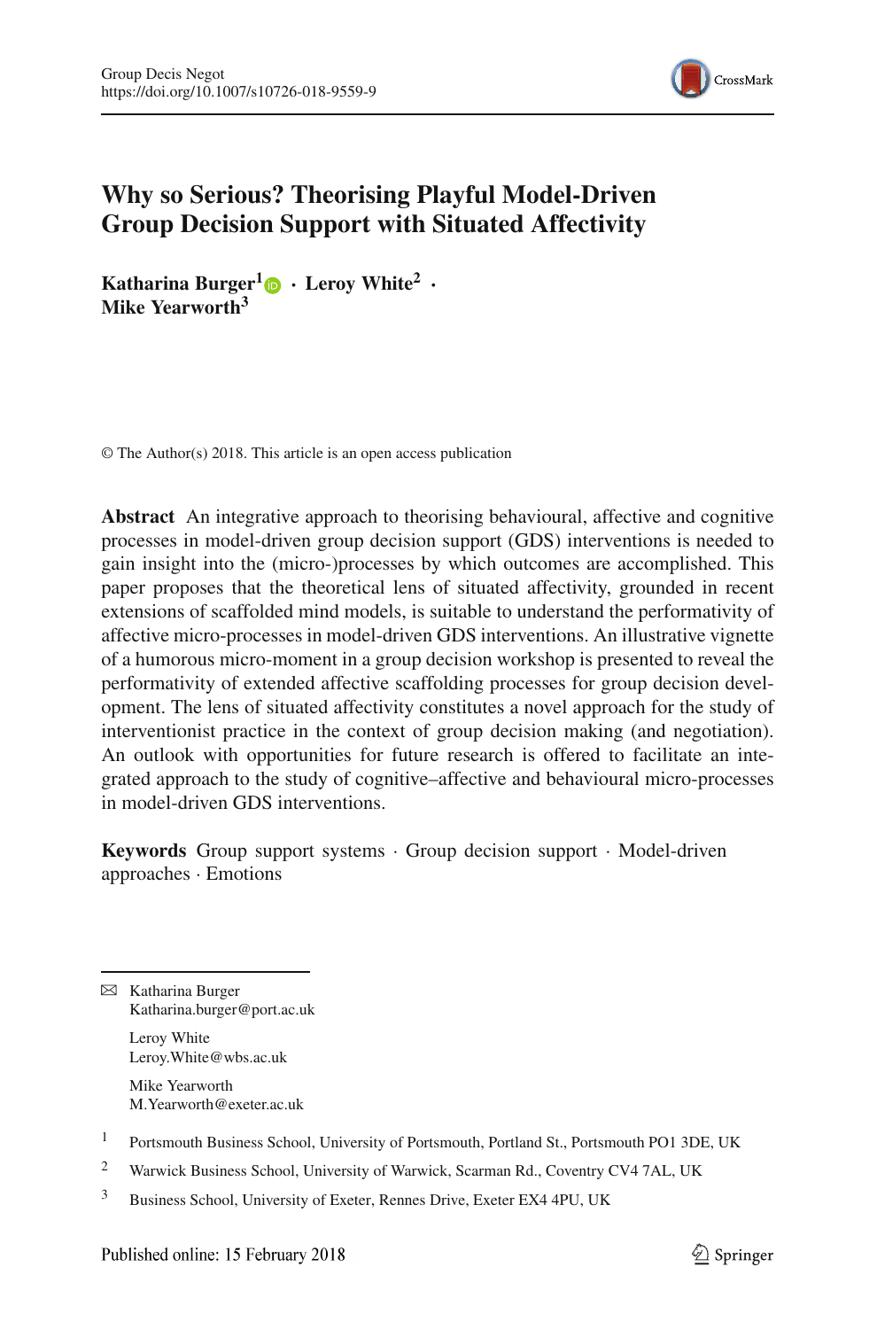# Why so Serious? Theorising Playful Model-Driven Group Decision Support with Situated Affectivity

**Katharina Burger[1] · Leroy White[2] · Mike Yearworth[3]**

© The Author(s) 2018. This article is an open access publication

**Abstract** An integrative approach to theorising behavioural, affective and cognitive processes in model-driven group decision support (GDS) interventions is needed to gain insight into the (micro-)processes by which outcomes are accomplished. This paper proposes that the theoretical lens of situated affectivity, grounded in recent extensions of scaffolded mind models, is suitable to understand the performativity of affective micro-processes in model-driven GDS interventions. An illustrative vignette of a humorous micro-moment in a group decision workshop is presented to reveal the performativity of extended affective scaffolding processes for group decision development. The lens of situated affectivity constitutes a novel approach for the study of interventionist practice in the context of group decision making (and negotiation). An outlook with opportunities for future research is offered to facilitate an integrated approach to the study of cognitive–affective and behavioural micro-processes in model-driven GDS interventions.

**Keywords** Group support systems · Group decision support · Model-driven approaches · Emotions

✉ Katharina Burger
Katharina.burger@port.ac.uk

Leroy White
Leroy.White@wbs.ac.uk

Mike Yearworth
M.Yearworth@exeter.ac.uk

[1] Portsmouth Business School, University of Portsmouth, Portland St., Portsmouth PO1 3DE, UK

[2] Warwick Business School, University of Warwick, Scarman Rd., Coventry CV4 7AL, UK

[3] Business School, University of Exeter, Rennes Drive, Exeter EX4 4PU, UK

Published online: 15 February 2018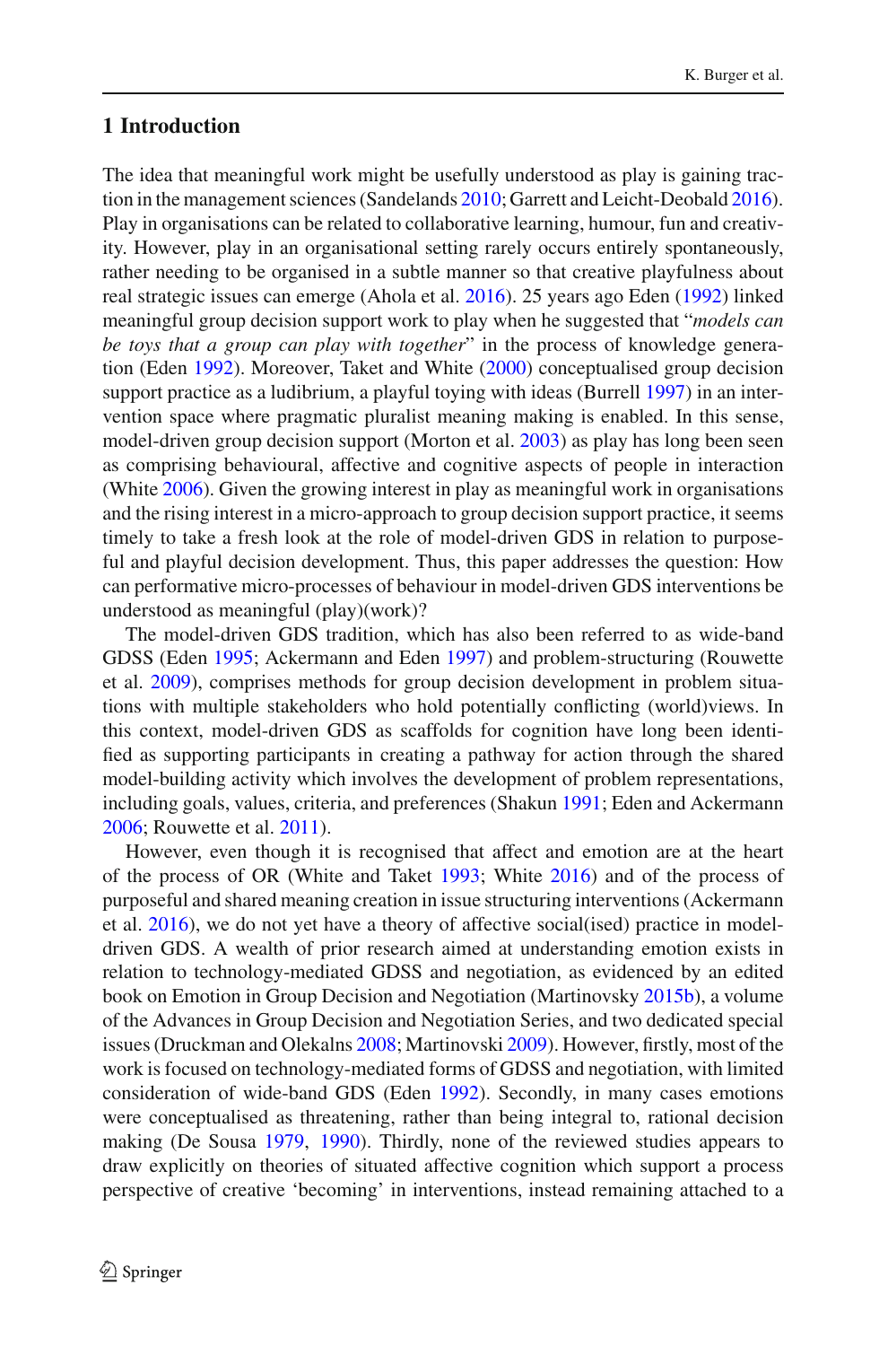## 1 Introduction

The idea that meaningful work might be usefully understood as play is gaining traction in the management sciences (Sandelands 2010; Garrett and Leicht-Deobald 2016). Play in organisations can be related to collaborative learning, humour, fun and creativity. However, play in an organisational setting rarely occurs entirely spontaneously, rather needing to be organised in a subtle manner so that creative playfulness about real strategic issues can emerge (Ahola et al. 2016). 25 years ago Eden (1992) linked meaningful group decision support work to play when he suggested that "*models can be toys that a group can play with together*" in the process of knowledge generation (Eden 1992). Moreover, Taket and White (2000) conceptualised group decision support practice as a ludibrium, a playful toying with ideas (Burrell 1997) in an intervention space where pragmatic pluralist meaning making is enabled. In this sense, model-driven group decision support (Morton et al. 2003) as play has long been seen as comprising behavioural, affective and cognitive aspects of people in interaction (White 2006). Given the growing interest in play as meaningful work in organisations and the rising interest in a micro-approach to group decision support practice, it seems timely to take a fresh look at the role of model-driven GDS in relation to purposeful and playful decision development. Thus, this paper addresses the question: How can performative micro-processes of behaviour in model-driven GDS interventions be understood as meaningful (play)(work)?

The model-driven GDS tradition, which has also been referred to as wide-band GDSS (Eden 1995; Ackermann and Eden 1997) and problem-structuring (Rouwette et al. 2009), comprises methods for group decision development in problem situations with multiple stakeholders who hold potentially conflicting (world)views. In this context, model-driven GDS as scaffolds for cognition have long been identified as supporting participants in creating a pathway for action through the shared model-building activity which involves the development of problem representations, including goals, values, criteria, and preferences (Shakun 1991; Eden and Ackermann 2006; Rouwette et al. 2011).

However, even though it is recognised that affect and emotion are at the heart of the process of OR (White and Taket 1993; White 2016) and of the process of purposeful and shared meaning creation in issue structuring interventions (Ackermann et al. 2016), we do not yet have a theory of affective social(ised) practice in model-driven GDS. A wealth of prior research aimed at understanding emotion exists in relation to technology-mediated GDSS and negotiation, as evidenced by an edited book on Emotion in Group Decision and Negotiation (Martinovsky 2015b), a volume of the Advances in Group Decision and Negotiation Series, and two dedicated special issues (Druckman and Olekalns 2008; Martinovski 2009). However, firstly, most of the work is focused on technology-mediated forms of GDSS and negotiation, with limited consideration of wide-band GDS (Eden 1992). Secondly, in many cases emotions were conceptualised as threatening, rather than being integral to, rational decision making (De Sousa 1979, 1990). Thirdly, none of the reviewed studies appears to draw explicitly on theories of situated affective cognition which support a process perspective of creative 'becoming' in interventions, instead remaining attached to a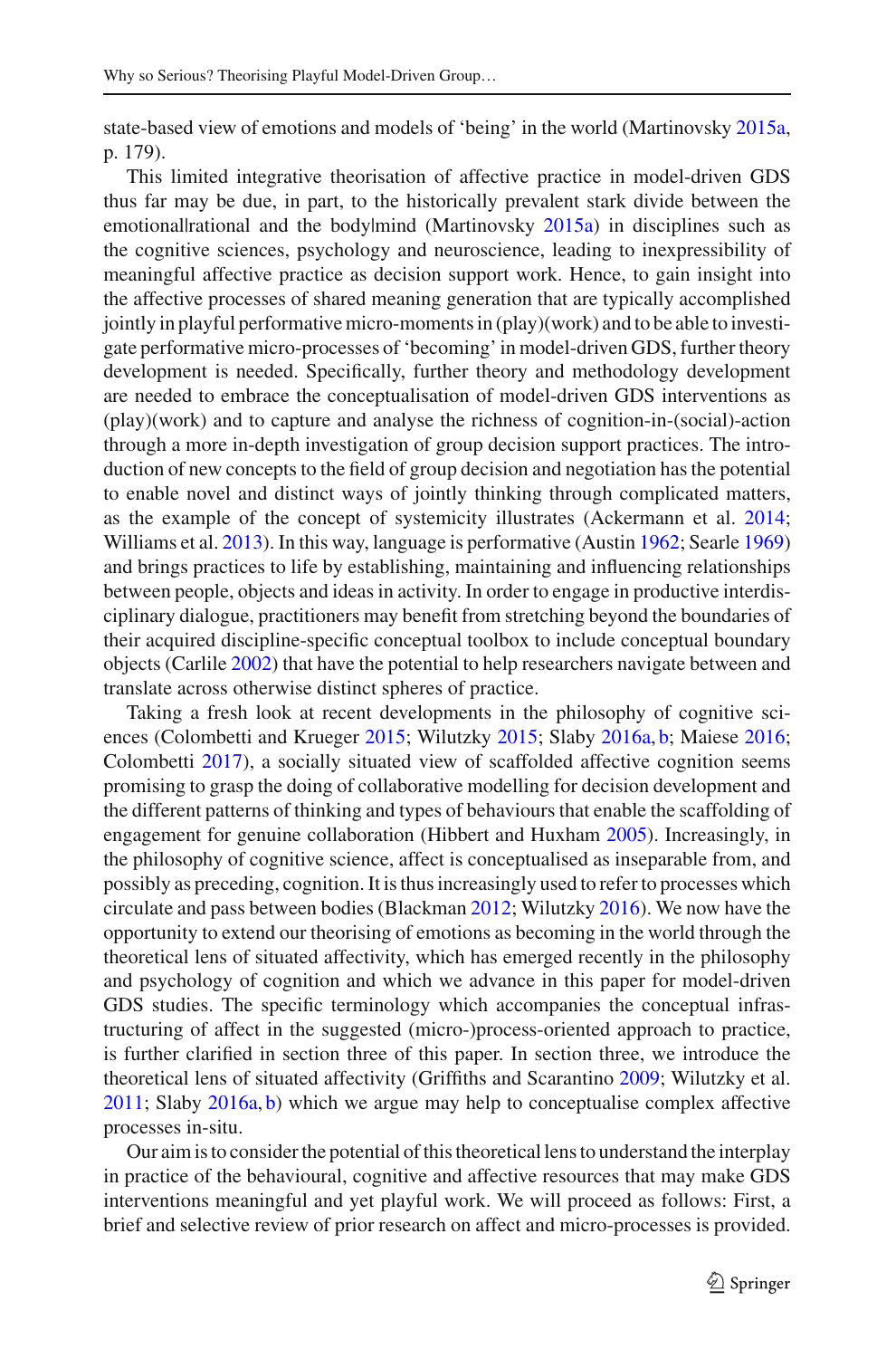state-based view of emotions and models of 'being' in the world (Martinovsky 2015a, p. 179).

This limited integrative theorisation of affective practice in model-driven GDS thus far may be due, in part, to the historically prevalent stark divide between the emotional|rational and the body|mind (Martinovsky 2015a) in disciplines such as the cognitive sciences, psychology and neuroscience, leading to inexpressibility of meaningful affective practice as decision support work. Hence, to gain insight into the affective processes of shared meaning generation that are typically accomplished jointly in playful performative micro-moments in (play)(work) and to be able to investigate performative micro-processes of 'becoming' in model-driven GDS, further theory development is needed. Specifically, further theory and methodology development are needed to embrace the conceptualisation of model-driven GDS interventions as (play)(work) and to capture and analyse the richness of cognition-in-(social)-action through a more in-depth investigation of group decision support practices. The introduction of new concepts to the field of group decision and negotiation has the potential to enable novel and distinct ways of jointly thinking through complicated matters, as the example of the concept of systemicity illustrates (Ackermann et al. 2014; Williams et al. 2013). In this way, language is performative (Austin 1962; Searle 1969) and brings practices to life by establishing, maintaining and influencing relationships between people, objects and ideas in activity. In order to engage in productive interdisciplinary dialogue, practitioners may benefit from stretching beyond the boundaries of their acquired discipline-specific conceptual toolbox to include conceptual boundary objects (Carlile 2002) that have the potential to help researchers navigate between and translate across otherwise distinct spheres of practice.

Taking a fresh look at recent developments in the philosophy of cognitive sciences (Colombetti and Krueger 2015; Wilutzky 2015; Slaby 2016a, b; Maiese 2016; Colombetti 2017), a socially situated view of scaffolded affective cognition seems promising to grasp the doing of collaborative modelling for decision development and the different patterns of thinking and types of behaviours that enable the scaffolding of engagement for genuine collaboration (Hibbert and Huxham 2005). Increasingly, in the philosophy of cognitive science, affect is conceptualised as inseparable from, and possibly as preceding, cognition. It is thus increasingly used to refer to processes which circulate and pass between bodies (Blackman 2012; Wilutzky 2016). We now have the opportunity to extend our theorising of emotions as becoming in the world through the theoretical lens of situated affectivity, which has emerged recently in the philosophy and psychology of cognition and which we advance in this paper for model-driven GDS studies. The specific terminology which accompanies the conceptual infrastructuring of affect in the suggested (micro-)process-oriented approach to practice, is further clarified in section three of this paper. In section three, we introduce the theoretical lens of situated affectivity (Griffiths and Scarantino 2009; Wilutzky et al. 2011; Slaby 2016a, b) which we argue may help to conceptualise complex affective processes in-situ.

Our aim is to consider the potential of this theoretical lens to understand the interplay in practice of the behavioural, cognitive and affective resources that may make GDS interventions meaningful and yet playful work. We will proceed as follows: First, a brief and selective review of prior research on affect and micro-processes is provided.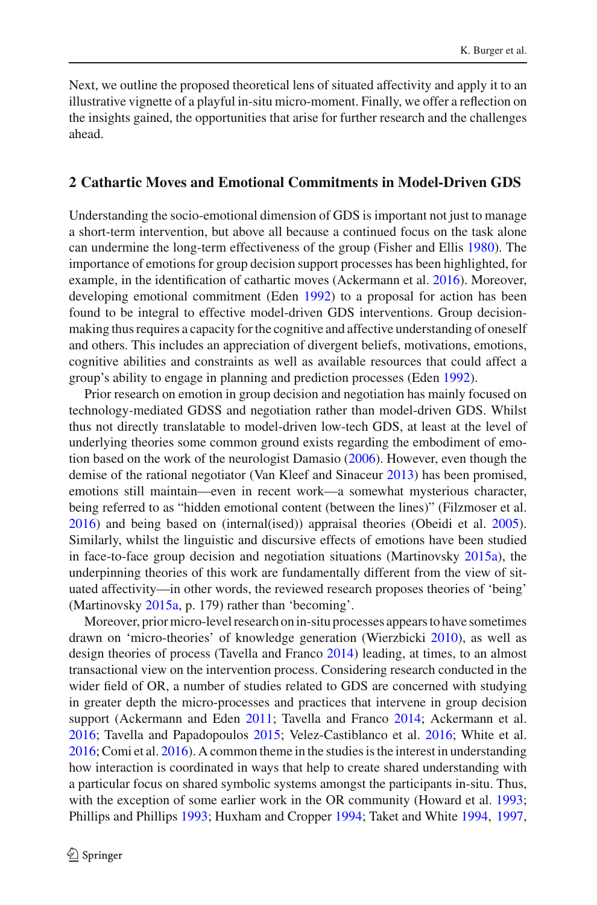Next, we outline the proposed theoretical lens of situated affectivity and apply it to an illustrative vignette of a playful in-situ micro-moment. Finally, we offer a reflection on the insights gained, the opportunities that arise for further research and the challenges ahead.

## 2 Cathartic Moves and Emotional Commitments in Model-Driven GDS

Understanding the socio-emotional dimension of GDS is important not just to manage a short-term intervention, but above all because a continued focus on the task alone can undermine the long-term effectiveness of the group (Fisher and Ellis 1980). The importance of emotions for group decision support processes has been highlighted, for example, in the identification of cathartic moves (Ackermann et al. 2016). Moreover, developing emotional commitment (Eden 1992) to a proposal for action has been found to be integral to effective model-driven GDS interventions. Group decision-making thus requires a capacity for the cognitive and affective understanding of oneself and others. This includes an appreciation of divergent beliefs, motivations, emotions, cognitive abilities and constraints as well as available resources that could affect a group's ability to engage in planning and prediction processes (Eden 1992).

Prior research on emotion in group decision and negotiation has mainly focused on technology-mediated GDSS and negotiation rather than model-driven GDS. Whilst thus not directly translatable to model-driven low-tech GDS, at least at the level of underlying theories some common ground exists regarding the embodiment of emotion based on the work of the neurologist Damasio (2006). However, even though the demise of the rational negotiator (Van Kleef and Sinaceur 2013) has been promised, emotions still maintain—even in recent work—a somewhat mysterious character, being referred to as "hidden emotional content (between the lines)" (Filzmoser et al. 2016) and being based on (internal(ised)) appraisal theories (Obeidi et al. 2005). Similarly, whilst the linguistic and discursive effects of emotions have been studied in face-to-face group decision and negotiation situations (Martinovsky 2015a), the underpinning theories of this work are fundamentally different from the view of situated affectivity—in other words, the reviewed research proposes theories of 'being' (Martinovsky 2015a, p. 179) rather than 'becoming'.

Moreover, prior micro-level research on in-situ processes appears to have sometimes drawn on 'micro-theories' of knowledge generation (Wierzbicki 2010), as well as design theories of process (Tavella and Franco 2014) leading, at times, to an almost transactional view on the intervention process. Considering research conducted in the wider field of OR, a number of studies related to GDS are concerned with studying in greater depth the micro-processes and practices that intervene in group decision support (Ackermann and Eden 2011; Tavella and Franco 2014; Ackermann et al. 2016; Tavella and Papadopoulos 2015; Velez-Castiblanco et al. 2016; White et al. 2016; Comi et al. 2016). A common theme in the studies is the interest in understanding how interaction is coordinated in ways that help to create shared understanding with a particular focus on shared symbolic systems amongst the participants in-situ. Thus, with the exception of some earlier work in the OR community (Howard et al. 1993; Phillips and Phillips 1993; Huxham and Cropper 1994; Taket and White 1994, 1997,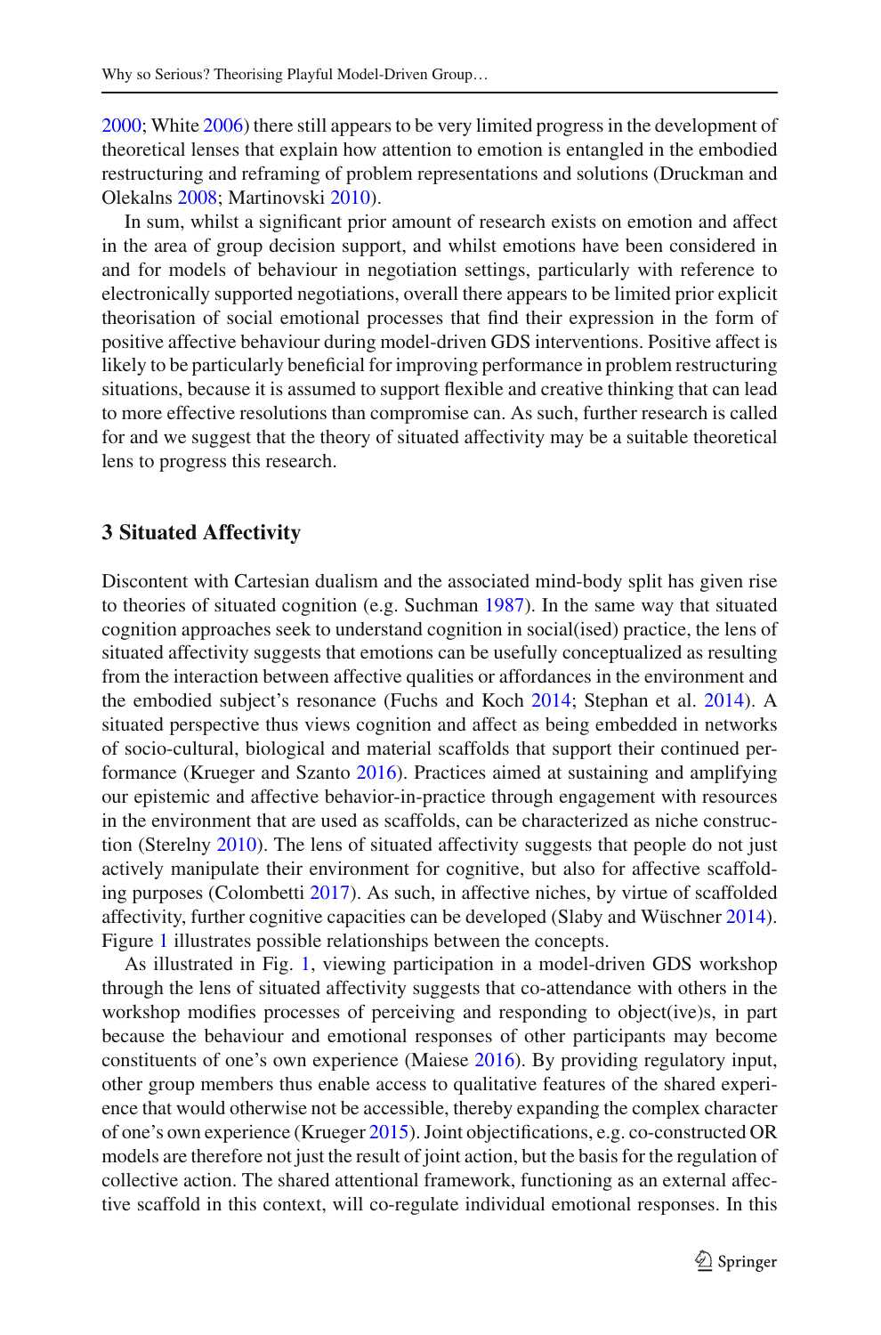2000; White 2006) there still appears to be very limited progress in the development of theoretical lenses that explain how attention to emotion is entangled in the embodied restructuring and reframing of problem representations and solutions (Druckman and Olekalns 2008; Martinovski 2010).

In sum, whilst a significant prior amount of research exists on emotion and affect in the area of group decision support, and whilst emotions have been considered in and for models of behaviour in negotiation settings, particularly with reference to electronically supported negotiations, overall there appears to be limited prior explicit theorisation of social emotional processes that find their expression in the form of positive affective behaviour during model-driven GDS interventions. Positive affect is likely to be particularly beneficial for improving performance in problem restructuring situations, because it is assumed to support flexible and creative thinking that can lead to more effective resolutions than compromise can. As such, further research is called for and we suggest that the theory of situated affectivity may be a suitable theoretical lens to progress this research.

## 3 Situated Affectivity

Discontent with Cartesian dualism and the associated mind-body split has given rise to theories of situated cognition (e.g. Suchman 1987). In the same way that situated cognition approaches seek to understand cognition in social(ised) practice, the lens of situated affectivity suggests that emotions can be usefully conceptualized as resulting from the interaction between affective qualities or affordances in the environment and the embodied subject's resonance (Fuchs and Koch 2014; Stephan et al. 2014). A situated perspective thus views cognition and affect as being embedded in networks of socio-cultural, biological and material scaffolds that support their continued performance (Krueger and Szanto 2016). Practices aimed at sustaining and amplifying our epistemic and affective behavior-in-practice through engagement with resources in the environment that are used as scaffolds, can be characterized as niche construction (Sterelny 2010). The lens of situated affectivity suggests that people do not just actively manipulate their environment for cognitive, but also for affective scaffolding purposes (Colombetti 2017). As such, in affective niches, by virtue of scaffolded affectivity, further cognitive capacities can be developed (Slaby and Wüschner 2014). Figure 1 illustrates possible relationships between the concepts.

As illustrated in Fig. 1, viewing participation in a model-driven GDS workshop through the lens of situated affectivity suggests that co-attendance with others in the workshop modifies processes of perceiving and responding to object(ive)s, in part because the behaviour and emotional responses of other participants may become constituents of one's own experience (Maiese 2016). By providing regulatory input, other group members thus enable access to qualitative features of the shared experience that would otherwise not be accessible, thereby expanding the complex character of one's own experience (Krueger 2015). Joint objectifications, e.g. co-constructed OR models are therefore not just the result of joint action, but the basis for the regulation of collective action. The shared attentional framework, functioning as an external affective scaffold in this context, will co-regulate individual emotional responses. In this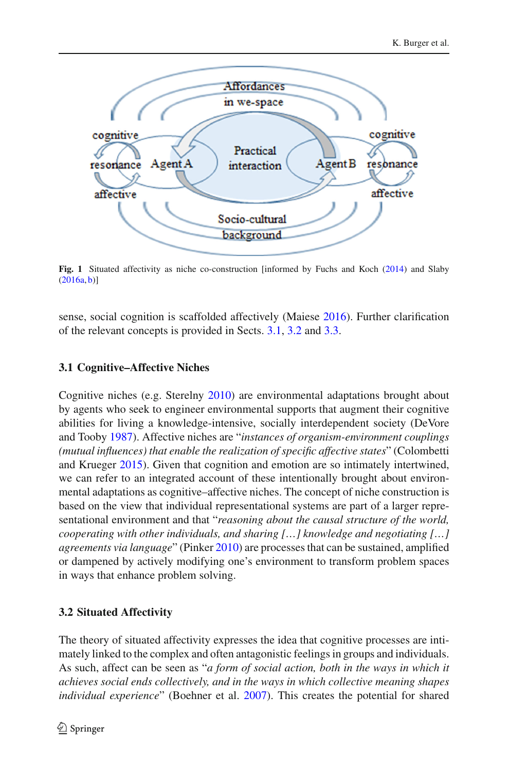Fig. 1 Situated affectivity as niche co-construction [informed by Fuchs and Koch (2014) and Slaby (2016a, b)]

sense, social cognition is scaffolded affectively (Maiese 2016). Further clarification of the relevant concepts is provided in Sects. 3.1, 3.2 and 3.3.

### 3.1 Cognitive–Affective Niches

Cognitive niches (e.g. Sterelny 2010) are environmental adaptations brought about by agents who seek to engineer environmental supports that augment their cognitive abilities for living a knowledge-intensive, socially interdependent society (DeVore and Tooby 1987). Affective niches are "*instances of organism-environment couplings (mutual influences) that enable the realization of specific affective states*" (Colombetti and Krueger 2015). Given that cognition and emotion are so intimately intertwined, we can refer to an integrated account of these intentionally brought about environmental adaptations as cognitive–affective niches. The concept of niche construction is based on the view that individual representational systems are part of a larger representational environment and that "*reasoning about the causal structure of the world, cooperating with other individuals, and sharing […] knowledge and negotiating […] agreements via language*" (Pinker 2010) are processes that can be sustained, amplified or dampened by actively modifying one's environment to transform problem spaces in ways that enhance problem solving.

### 3.2 Situated Affectivity

The theory of situated affectivity expresses the idea that cognitive processes are intimately linked to the complex and often antagonistic feelings in groups and individuals. As such, affect can be seen as "*a form of social action, both in the ways in which it achieves social ends collectively, and in the ways in which collective meaning shapes individual experience*" (Boehner et al. 2007). This creates the potential for shared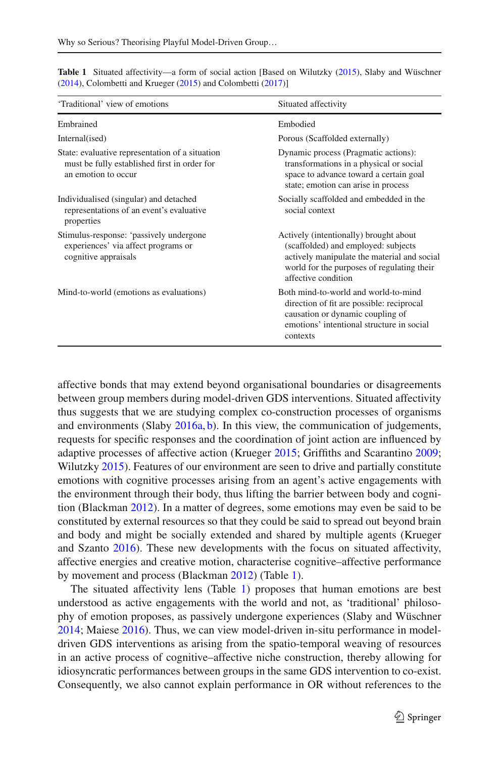**Table 1** Situated affectivity—a form of social action [Based on Wilutzky (2015), Slaby and Wüschner (2014), Colombetti and Krueger (2015) and Colombetti (2017)]

| 'Traditional' view of emotions | Situated affectivity |
|---|---|
| Embrained | Embodied |
| Internal(ised) | Porous (Scaffolded externally) |
| State: evaluative representation of a situation must be fully established first in order for an emotion to occur | Dynamic process (Pragmatic actions): transformations in a physical or social space to advance toward a certain goal state; emotion can arise in process |
| Individualised (singular) and detached representations of an event's evaluative properties | Socially scaffolded and embedded in the social context |
| Stimulus-response: 'passively undergone experiences' via affect programs or cognitive appraisals | Actively (intentionally) brought about (scaffolded) and employed: subjects actively manipulate the material and social world for the purposes of regulating their affective condition |
| Mind-to-world (emotions as evaluations) | Both mind-to-world and world-to-mind direction of fit are possible: reciprocal causation or dynamic coupling of emotions' intentional structure in social contexts |

affective bonds that may extend beyond organisational boundaries or disagreements between group members during model-driven GDS interventions. Situated affectivity thus suggests that we are studying complex co-construction processes of organisms and environments (Slaby 2016a, b). In this view, the communication of judgements, requests for specific responses and the coordination of joint action are influenced by adaptive processes of affective action (Krueger 2015; Griffiths and Scarantino 2009; Wilutzky 2015). Features of our environment are seen to drive and partially constitute emotions with cognitive processes arising from an agent's active engagements with the environment through their body, thus lifting the barrier between body and cognition (Blackman 2012). In a matter of degrees, some emotions may even be said to be constituted by external resources so that they could be said to spread out beyond brain and body and might be socially extended and shared by multiple agents (Krueger and Szanto 2016). These new developments with the focus on situated affectivity, affective energies and creative motion, characterise cognitive–affective performance by movement and process (Blackman 2012) (Table 1).

The situated affectivity lens (Table 1) proposes that human emotions are best understood as active engagements with the world and not, as 'traditional' philosophy of emotion proposes, as passively undergone experiences (Slaby and Wüschner 2014; Maiese 2016). Thus, we can view model-driven in-situ performance in model-driven GDS interventions as arising from the spatio-temporal weaving of resources in an active process of cognitive–affective niche construction, thereby allowing for idiosyncratic performances between groups in the same GDS intervention to co-exist. Consequently, we also cannot explain performance in OR without references to the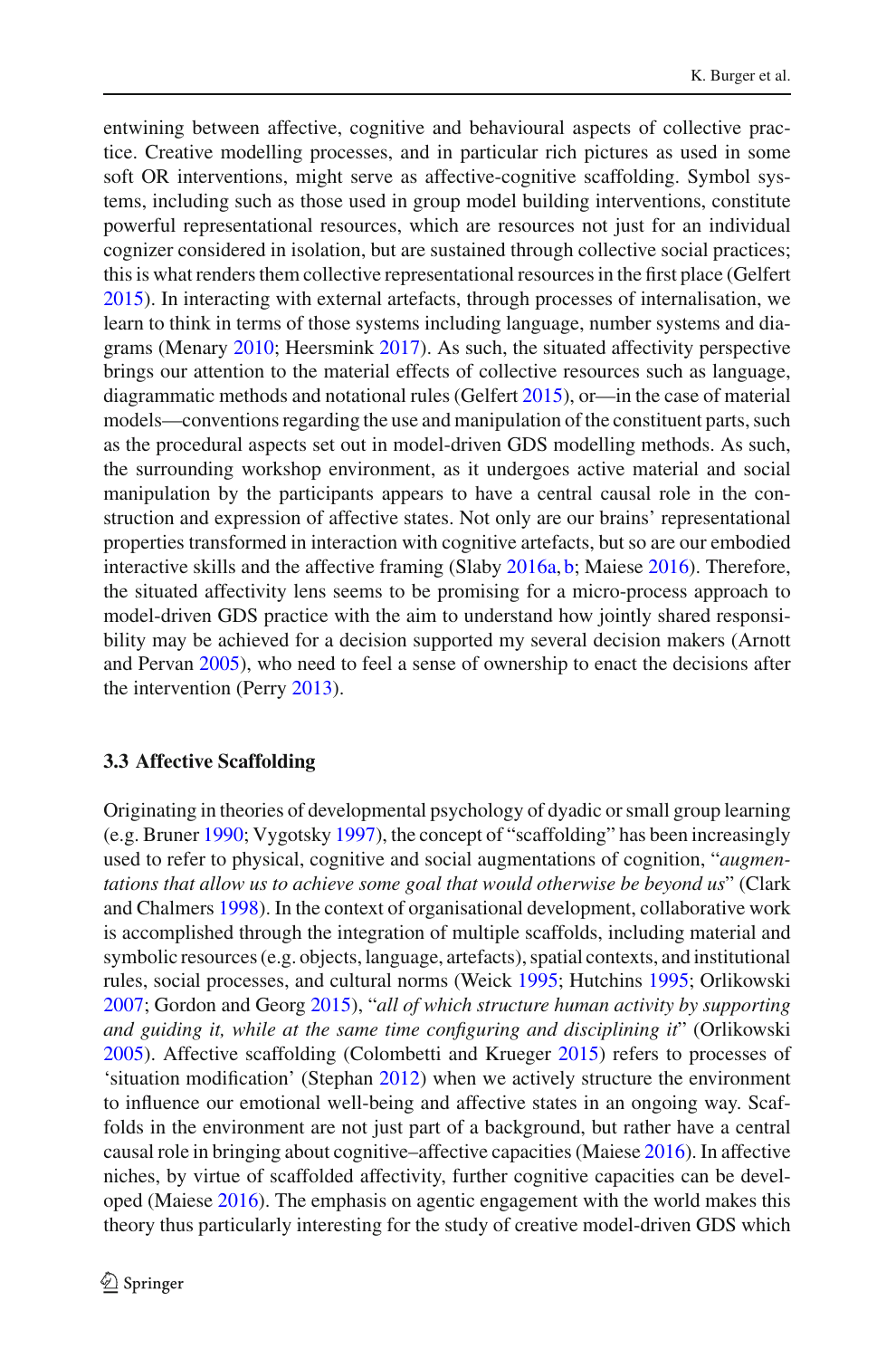entwining between affective, cognitive and behavioural aspects of collective practice. Creative modelling processes, and in particular rich pictures as used in some soft OR interventions, might serve as affective-cognitive scaffolding. Symbol systems, including such as those used in group model building interventions, constitute powerful representational resources, which are resources not just for an individual cognizer considered in isolation, but are sustained through collective social practices; this is what renders them collective representational resources in the first place (Gelfert 2015). In interacting with external artefacts, through processes of internalisation, we learn to think in terms of those systems including language, number systems and diagrams (Menary 2010; Heersmink 2017). As such, the situated affectivity perspective brings our attention to the material effects of collective resources such as language, diagrammatic methods and notational rules (Gelfert 2015), or—in the case of material models—conventions regarding the use and manipulation of the constituent parts, such as the procedural aspects set out in model-driven GDS modelling methods. As such, the surrounding workshop environment, as it undergoes active material and social manipulation by the participants appears to have a central causal role in the construction and expression of affective states. Not only are our brains' representational properties transformed in interaction with cognitive artefacts, but so are our embodied interactive skills and the affective framing (Slaby 2016a, b; Maiese 2016). Therefore, the situated affectivity lens seems to be promising for a micro-process approach to model-driven GDS practice with the aim to understand how jointly shared responsibility may be achieved for a decision supported my several decision makers (Arnott and Pervan 2005), who need to feel a sense of ownership to enact the decisions after the intervention (Perry 2013).

### 3.3 Affective Scaffolding

Originating in theories of developmental psychology of dyadic or small group learning (e.g. Bruner 1990; Vygotsky 1997), the concept of "scaffolding" has been increasingly used to refer to physical, cognitive and social augmentations of cognition, "*augmentations that allow us to achieve some goal that would otherwise be beyond us*" (Clark and Chalmers 1998). In the context of organisational development, collaborative work is accomplished through the integration of multiple scaffolds, including material and symbolic resources (e.g. objects, language, artefacts), spatial contexts, and institutional rules, social processes, and cultural norms (Weick 1995; Hutchins 1995; Orlikowski 2007; Gordon and Georg 2015), "*all of which structure human activity by supporting and guiding it, while at the same time configuring and disciplining it*" (Orlikowski 2005). Affective scaffolding (Colombetti and Krueger 2015) refers to processes of 'situation modification' (Stephan 2012) when we actively structure the environment to influence our emotional well-being and affective states in an ongoing way. Scaffolds in the environment are not just part of a background, but rather have a central causal role in bringing about cognitive–affective capacities (Maiese 2016). In affective niches, by virtue of scaffolded affectivity, further cognitive capacities can be developed (Maiese 2016). The emphasis on agentic engagement with the world makes this theory thus particularly interesting for the study of creative model-driven GDS which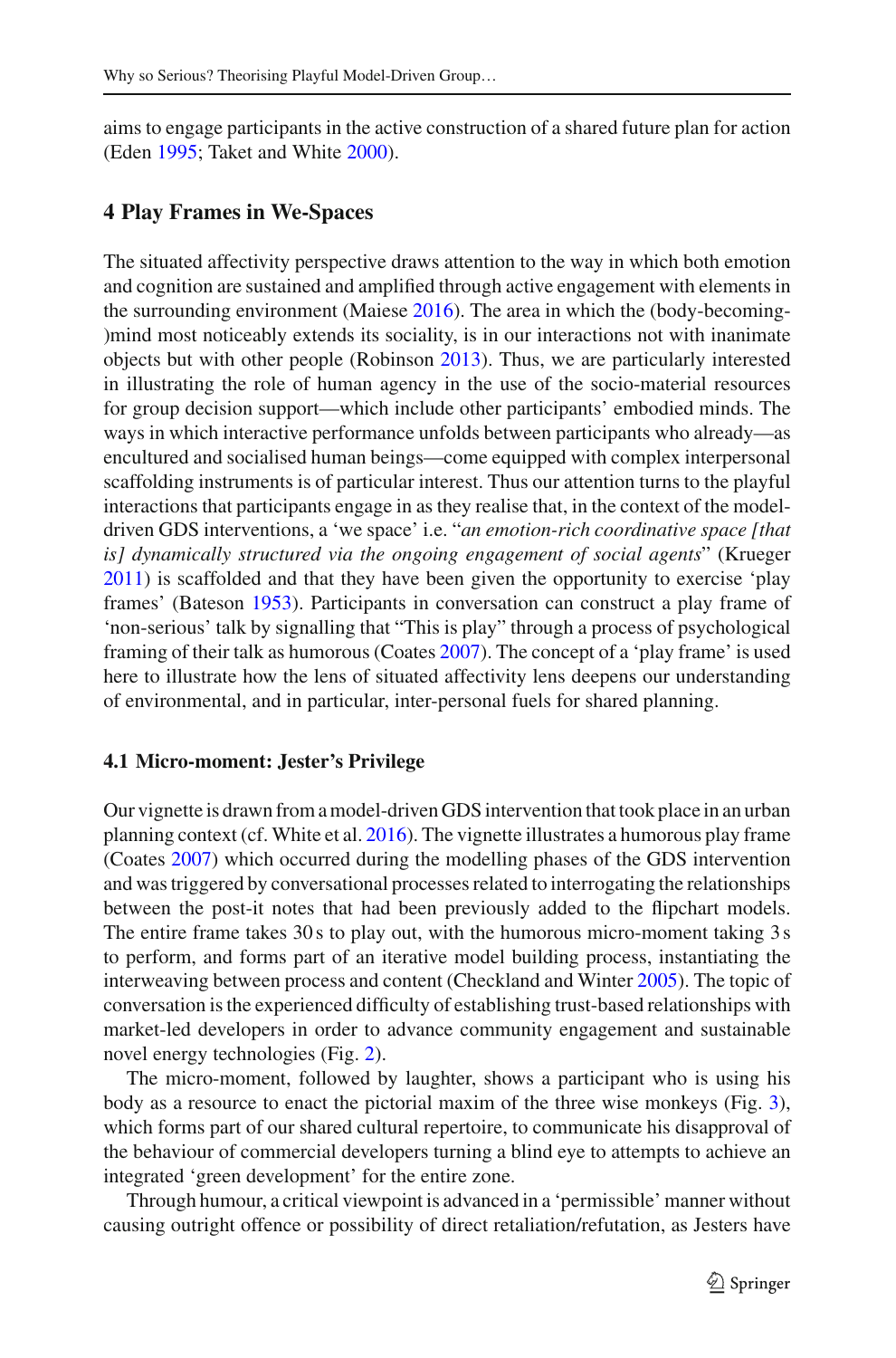aims to engage participants in the active construction of a shared future plan for action (Eden 1995; Taket and White 2000).

## 4 Play Frames in We-Spaces

The situated affectivity perspective draws attention to the way in which both emotion and cognition are sustained and amplified through active engagement with elements in the surrounding environment (Maiese 2016). The area in which the (body-becoming-)mind most noticeably extends its sociality, is in our interactions not with inanimate objects but with other people (Robinson 2013). Thus, we are particularly interested in illustrating the role of human agency in the use of the socio-material resources for group decision support—which include other participants' embodied minds. The ways in which interactive performance unfolds between participants who already—as encultured and socialised human beings—come equipped with complex interpersonal scaffolding instruments is of particular interest. Thus our attention turns to the playful interactions that participants engage in as they realise that, in the context of the model-driven GDS interventions, a 'we space' i.e. "*an emotion-rich coordinative space [that is] dynamically structured via the ongoing engagement of social agents*" (Krueger 2011) is scaffolded and that they have been given the opportunity to exercise 'play frames' (Bateson 1953). Participants in conversation can construct a play frame of 'non-serious' talk by signalling that "This is play" through a process of psychological framing of their talk as humorous (Coates 2007). The concept of a 'play frame' is used here to illustrate how the lens of situated affectivity lens deepens our understanding of environmental, and in particular, inter-personal fuels for shared planning.

### 4.1 Micro-moment: Jester's Privilege

Our vignette is drawn from a model-driven GDS intervention that took place in an urban planning context (cf. White et al. 2016). The vignette illustrates a humorous play frame (Coates 2007) which occurred during the modelling phases of the GDS intervention and was triggered by conversational processes related to interrogating the relationships between the post-it notes that had been previously added to the flipchart models. The entire frame takes 30 s to play out, with the humorous micro-moment taking 3 s to perform, and forms part of an iterative model building process, instantiating the interweaving between process and content (Checkland and Winter 2005). The topic of conversation is the experienced difficulty of establishing trust-based relationships with market-led developers in order to advance community engagement and sustainable novel energy technologies (Fig. 2).

The micro-moment, followed by laughter, shows a participant who is using his body as a resource to enact the pictorial maxim of the three wise monkeys (Fig. 3), which forms part of our shared cultural repertoire, to communicate his disapproval of the behaviour of commercial developers turning a blind eye to attempts to achieve an integrated 'green development' for the entire zone.

Through humour, a critical viewpoint is advanced in a 'permissible' manner without causing outright offence or possibility of direct retaliation/refutation, as Jesters have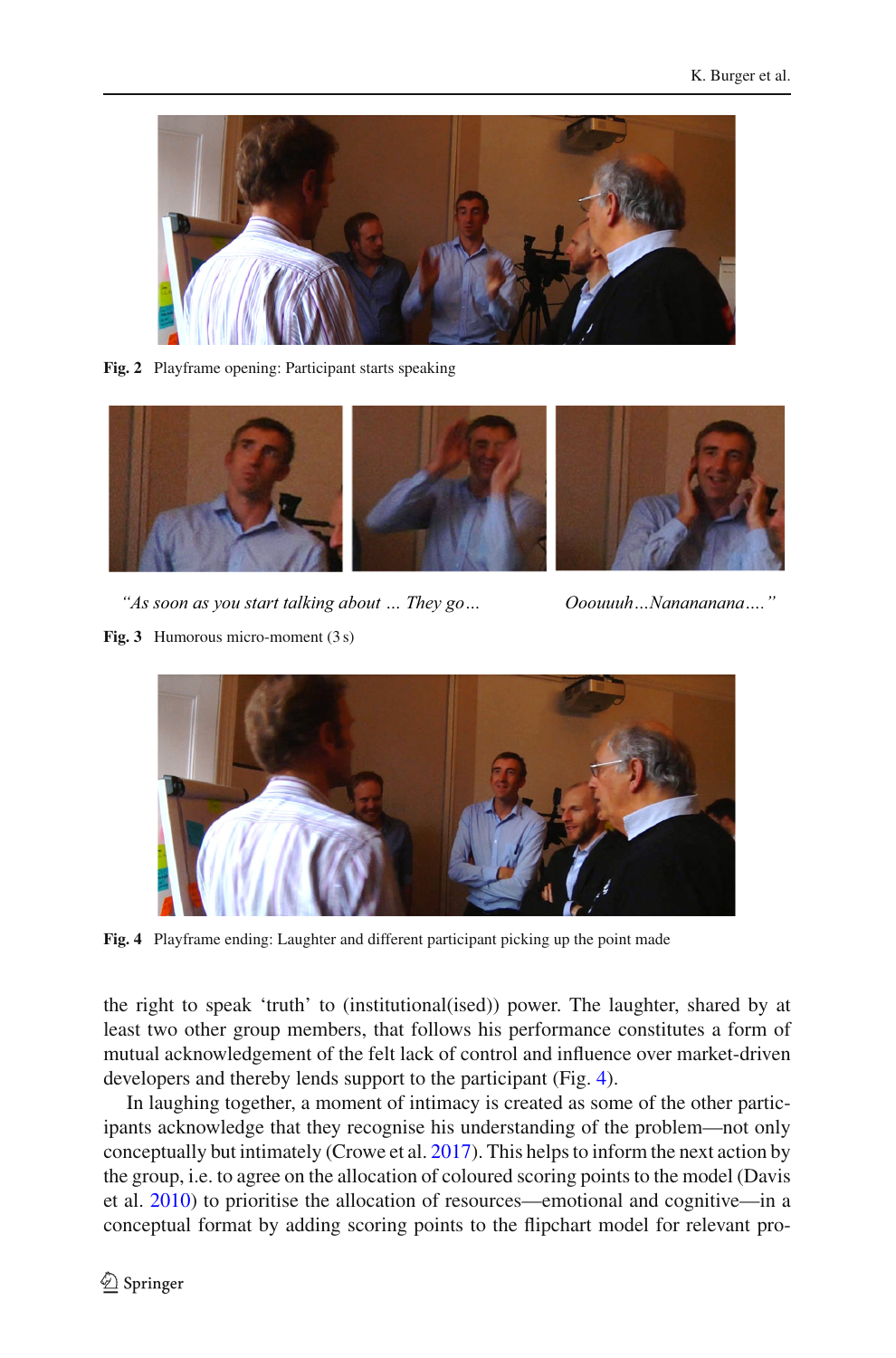Fig. 2 Playframe opening: Participant starts speaking

*"As soon as you start talking about … They go…* *Ooouuuh…Nanananana….*"

Fig. 3 Humorous micro-moment (3 s)

Fig. 4 Playframe ending: Laughter and different participant picking up the point made

the right to speak 'truth' to (institutional(ised)) power. The laughter, shared by at least two other group members, that follows his performance constitutes a form of mutual acknowledgement of the felt lack of control and influence over market-driven developers and thereby lends support to the participant (Fig. 4).

In laughing together, a moment of intimacy is created as some of the other participants acknowledge that they recognise his understanding of the problem—not only conceptually but intimately (Crowe et al. 2017). This helps to inform the next action by the group, i.e. to agree on the allocation of coloured scoring points to the model (Davis et al. 2010) to prioritise the allocation of resources—emotional and cognitive—in a conceptual format by adding scoring points to the flipchart model for relevant pro-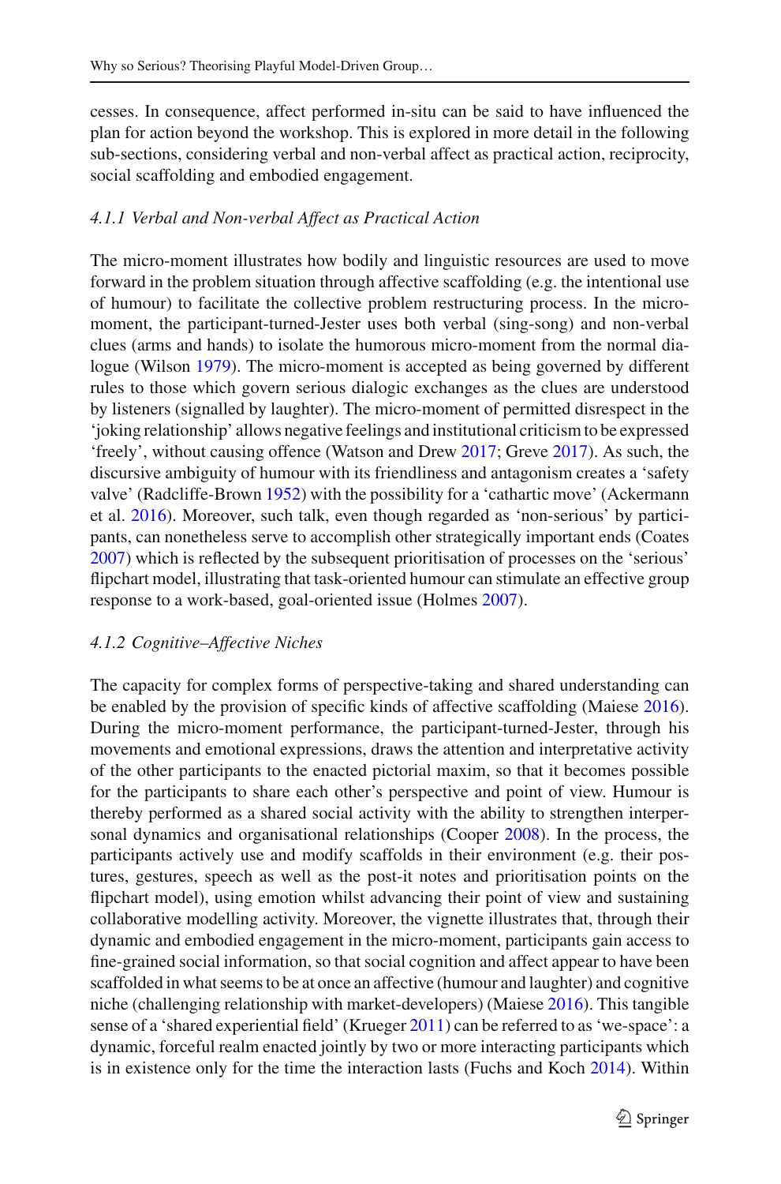cesses. In consequence, affect performed in-situ can be said to have influenced the plan for action beyond the workshop. This is explored in more detail in the following sub-sections, considering verbal and non-verbal affect as practical action, reciprocity, social scaffolding and embodied engagement.

#### *4.1.1 Verbal and Non-verbal Affect as Practical Action*

The micro-moment illustrates how bodily and linguistic resources are used to move forward in the problem situation through affective scaffolding (e.g. the intentional use of humour) to facilitate the collective problem restructuring process. In the micro-moment, the participant-turned-Jester uses both verbal (sing-song) and non-verbal clues (arms and hands) to isolate the humorous micro-moment from the normal dialogue (Wilson 1979). The micro-moment is accepted as being governed by different rules to those which govern serious dialogic exchanges as the clues are understood by listeners (signalled by laughter). The micro-moment of permitted disrespect in the 'joking relationship' allows negative feelings and institutional criticism to be expressed 'freely', without causing offence (Watson and Drew 2017; Greve 2017). As such, the discursive ambiguity of humour with its friendliness and antagonism creates a 'safety valve' (Radcliffe-Brown 1952) with the possibility for a 'cathartic move' (Ackermann et al. 2016). Moreover, such talk, even though regarded as 'non-serious' by participants, can nonetheless serve to accomplish other strategically important ends (Coates 2007) which is reflected by the subsequent prioritisation of processes on the 'serious' flipchart model, illustrating that task-oriented humour can stimulate an effective group response to a work-based, goal-oriented issue (Holmes 2007).

#### *4.1.2 Cognitive–Affective Niches*

The capacity for complex forms of perspective-taking and shared understanding can be enabled by the provision of specific kinds of affective scaffolding (Maiese 2016). During the micro-moment performance, the participant-turned-Jester, through his movements and emotional expressions, draws the attention and interpretative activity of the other participants to the enacted pictorial maxim, so that it becomes possible for the participants to share each other's perspective and point of view. Humour is thereby performed as a shared social activity with the ability to strengthen interpersonal dynamics and organisational relationships (Cooper 2008). In the process, the participants actively use and modify scaffolds in their environment (e.g. their postures, gestures, speech as well as the post-it notes and prioritisation points on the flipchart model), using emotion whilst advancing their point of view and sustaining collaborative modelling activity. Moreover, the vignette illustrates that, through their dynamic and embodied engagement in the micro-moment, participants gain access to fine-grained social information, so that social cognition and affect appear to have been scaffolded in what seems to be at once an affective (humour and laughter) and cognitive niche (challenging relationship with market-developers) (Maiese 2016). This tangible sense of a 'shared experiential field' (Krueger 2011) can be referred to as 'we-space': a dynamic, forceful realm enacted jointly by two or more interacting participants which is in existence only for the time the interaction lasts (Fuchs and Koch 2014). Within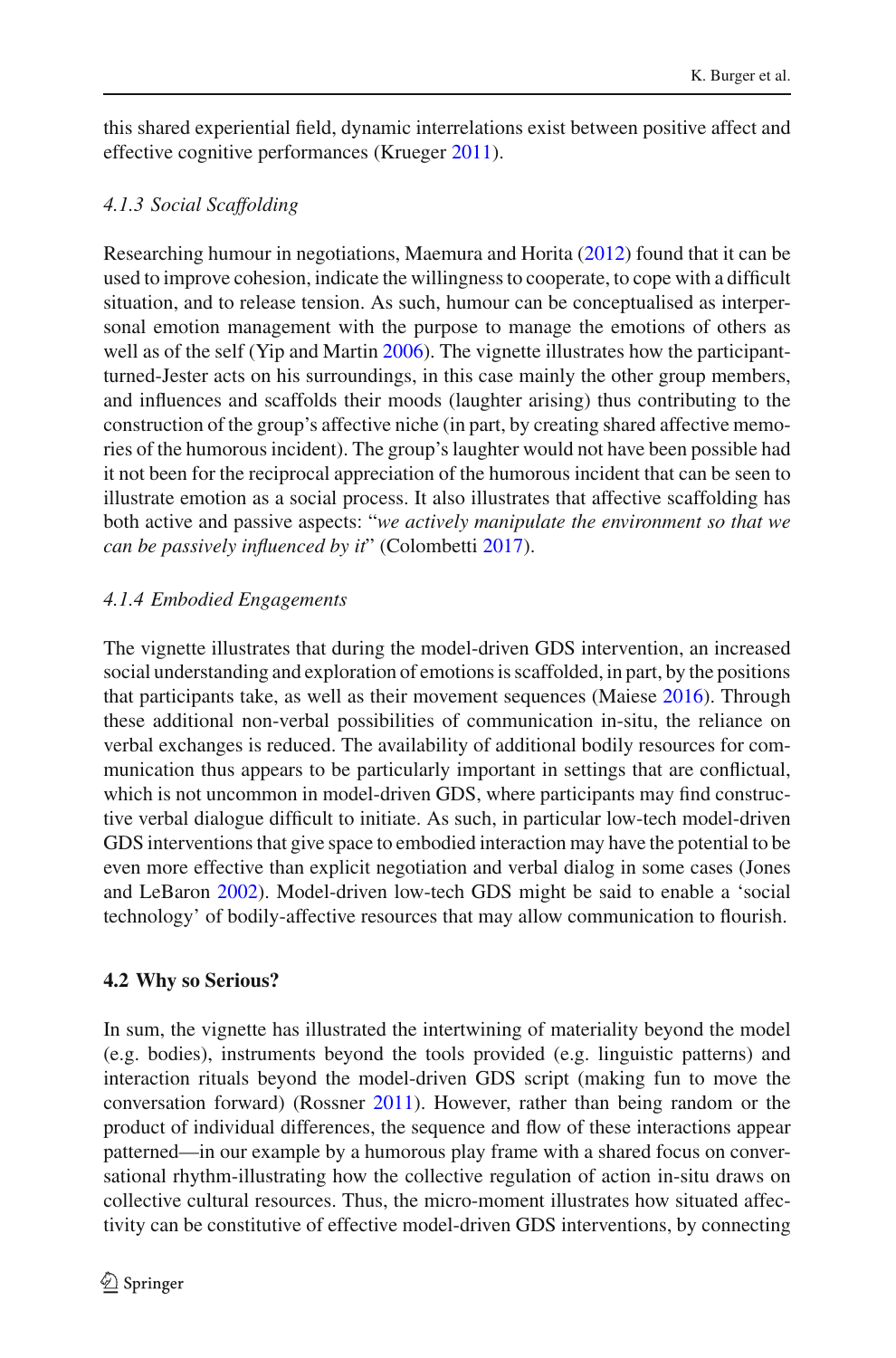this shared experiential field, dynamic interrelations exist between positive affect and effective cognitive performances (Krueger 2011).

#### *4.1.3 Social Scaffolding*

Researching humour in negotiations, Maemura and Horita (2012) found that it can be used to improve cohesion, indicate the willingness to cooperate, to cope with a difficult situation, and to release tension. As such, humour can be conceptualised as interpersonal emotion management with the purpose to manage the emotions of others as well as of the self (Yip and Martin 2006). The vignette illustrates how the participant-turned-Jester acts on his surroundings, in this case mainly the other group members, and influences and scaffolds their moods (laughter arising) thus contributing to the construction of the group's affective niche (in part, by creating shared affective memories of the humorous incident). The group's laughter would not have been possible had it not been for the reciprocal appreciation of the humorous incident that can be seen to illustrate emotion as a social process. It also illustrates that affective scaffolding has both active and passive aspects: "*we actively manipulate the environment so that we can be passively influenced by it*" (Colombetti 2017).

#### *4.1.4 Embodied Engagements*

The vignette illustrates that during the model-driven GDS intervention, an increased social understanding and exploration of emotions is scaffolded, in part, by the positions that participants take, as well as their movement sequences (Maiese 2016). Through these additional non-verbal possibilities of communication in-situ, the reliance on verbal exchanges is reduced. The availability of additional bodily resources for communication thus appears to be particularly important in settings that are conflictual, which is not uncommon in model-driven GDS, where participants may find constructive verbal dialogue difficult to initiate. As such, in particular low-tech model-driven GDS interventions that give space to embodied interaction may have the potential to be even more effective than explicit negotiation and verbal dialog in some cases (Jones and LeBaron 2002). Model-driven low-tech GDS might be said to enable a 'social technology' of bodily-affective resources that may allow communication to flourish.

### **4.2 Why so Serious?**

In sum, the vignette has illustrated the intertwining of materiality beyond the model (e.g. bodies), instruments beyond the tools provided (e.g. linguistic patterns) and interaction rituals beyond the model-driven GDS script (making fun to move the conversation forward) (Rossner 2011). However, rather than being random or the product of individual differences, the sequence and flow of these interactions appear patterned—in our example by a humorous play frame with a shared focus on conversational rhythm-illustrating how the collective regulation of action in-situ draws on collective cultural resources. Thus, the micro-moment illustrates how situated affectivity can be constitutive of effective model-driven GDS interventions, by connecting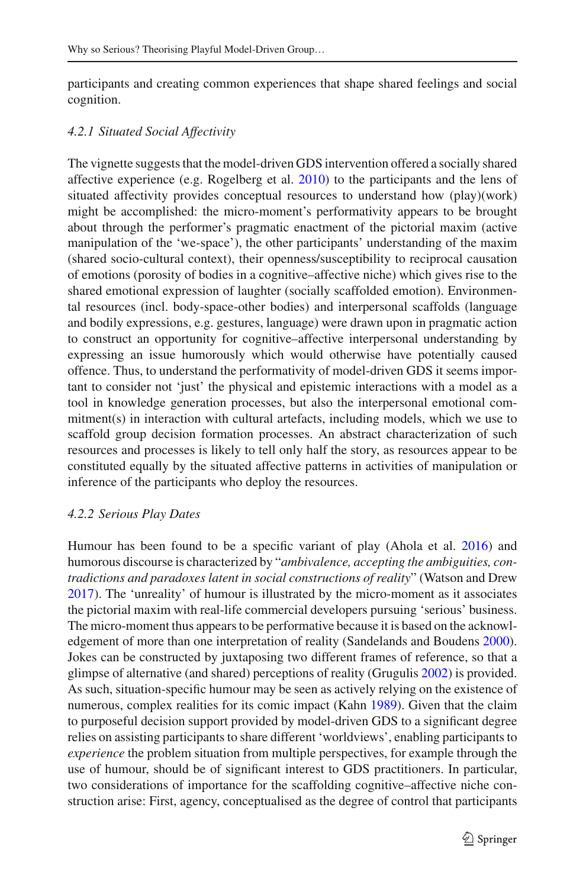participants and creating common experiences that shape shared feelings and social cognition.

### *4.2.1 Situated Social Affectivity*

The vignette suggests that the model-driven GDS intervention offered a socially shared affective experience (e.g. Rogelberg et al. 2010) to the participants and the lens of situated affectivity provides conceptual resources to understand how (play)(work) might be accomplished: the micro-moment's performativity appears to be brought about through the performer's pragmatic enactment of the pictorial maxim (active manipulation of the 'we-space'), the other participants' understanding of the maxim (shared socio-cultural context), their openness/susceptibility to reciprocal causation of emotions (porosity of bodies in a cognitive–affective niche) which gives rise to the shared emotional expression of laughter (socially scaffolded emotion). Environmental resources (incl. body-space-other bodies) and interpersonal scaffolds (language and bodily expressions, e.g. gestures, language) were drawn upon in pragmatic action to construct an opportunity for cognitive–affective interpersonal understanding by expressing an issue humorously which would otherwise have potentially caused offence. Thus, to understand the performativity of model-driven GDS it seems important to consider not 'just' the physical and epistemic interactions with a model as a tool in knowledge generation processes, but also the interpersonal emotional commitment(s) in interaction with cultural artefacts, including models, which we use to scaffold group decision formation processes. An abstract characterization of such resources and processes is likely to tell only half the story, as resources appear to be constituted equally by the situated affective patterns in activities of manipulation or inference of the participants who deploy the resources.

### *4.2.2 Serious Play Dates*

Humour has been found to be a specific variant of play (Ahola et al. 2016) and humorous discourse is characterized by "*ambivalence, accepting the ambiguities, contradictions and paradoxes latent in social constructions of reality*" (Watson and Drew 2017). The 'unreality' of humour is illustrated by the micro-moment as it associates the pictorial maxim with real-life commercial developers pursuing 'serious' business. The micro-moment thus appears to be performative because it is based on the acknowledgement of more than one interpretation of reality (Sandelands and Boudens 2000). Jokes can be constructed by juxtaposing two different frames of reference, so that a glimpse of alternative (and shared) perceptions of reality (Grugulis 2002) is provided. As such, situation-specific humour may be seen as actively relying on the existence of numerous, complex realities for its comic impact (Kahn 1989). Given that the claim to purposeful decision support provided by model-driven GDS to a significant degree relies on assisting participants to share different 'worldviews', enabling participants to *experience* the problem situation from multiple perspectives, for example through the use of humour, should be of significant interest to GDS practitioners. In particular, two considerations of importance for the scaffolding cognitive–affective niche construction arise: First, agency, conceptualised as the degree of control that participants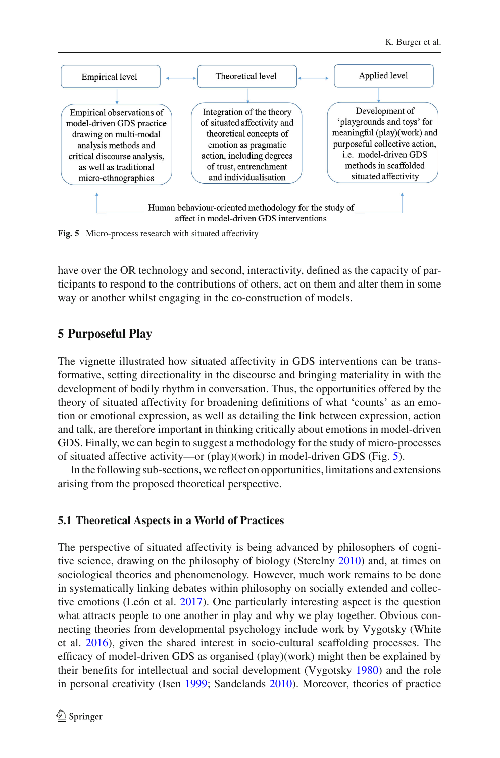Empirical level

Empirical observations of model-driven GDS practice drawing on multi-modal analysis methods and critical discourse analysis, as well as traditional micro-ethnographies

Theoretical level

Integration of the theory of situated affectivity and theoretical concepts of emotion as pragmatic action, including degrees of trust, entrenchment and individualisation

Applied level

Development of 'playgrounds and toys' for meaningful (play)(work) and purposeful collective action, i.e. model-driven GDS methods in scaffolded situated affectivity

Human behaviour-oriented methodology for the study of affect in model-driven GDS interventions

**Fig. 5** Micro-process research with situated affectivity

have over the OR technology and second, interactivity, defined as the capacity of participants to respond to the contributions of others, act on them and alter them in some way or another whilst engaging in the co-construction of models.

## 5 Purposeful Play

The vignette illustrated how situated affectivity in GDS interventions can be transformative, setting directionality in the discourse and bringing materiality in with the development of bodily rhythm in conversation. Thus, the opportunities offered by the theory of situated affectivity for broadening definitions of what 'counts' as an emotion or emotional expression, as well as detailing the link between expression, action and talk, are therefore important in thinking critically about emotions in model-driven GDS. Finally, we can begin to suggest a methodology for the study of micro-processes of situated affective activity—or (play)(work) in model-driven GDS (Fig. 5).

In the following sub-sections, we reflect on opportunities, limitations and extensions arising from the proposed theoretical perspective.

### 5.1 Theoretical Aspects in a World of Practices

The perspective of situated affectivity is being advanced by philosophers of cognitive science, drawing on the philosophy of biology (Sterelny 2010) and, at times on sociological theories and phenomenology. However, much work remains to be done in systematically linking debates within philosophy on socially extended and collective emotions (León et al. 2017). One particularly interesting aspect is the question what attracts people to one another in play and why we play together. Obvious connecting theories from developmental psychology include work by Vygotsky (White et al. 2016), given the shared interest in socio-cultural scaffolding processes. The efficacy of model-driven GDS as organised (play)(work) might then be explained by their benefits for intellectual and social development (Vygotsky 1980) and the role in personal creativity (Isen 1999; Sandelands 2010). Moreover, theories of practice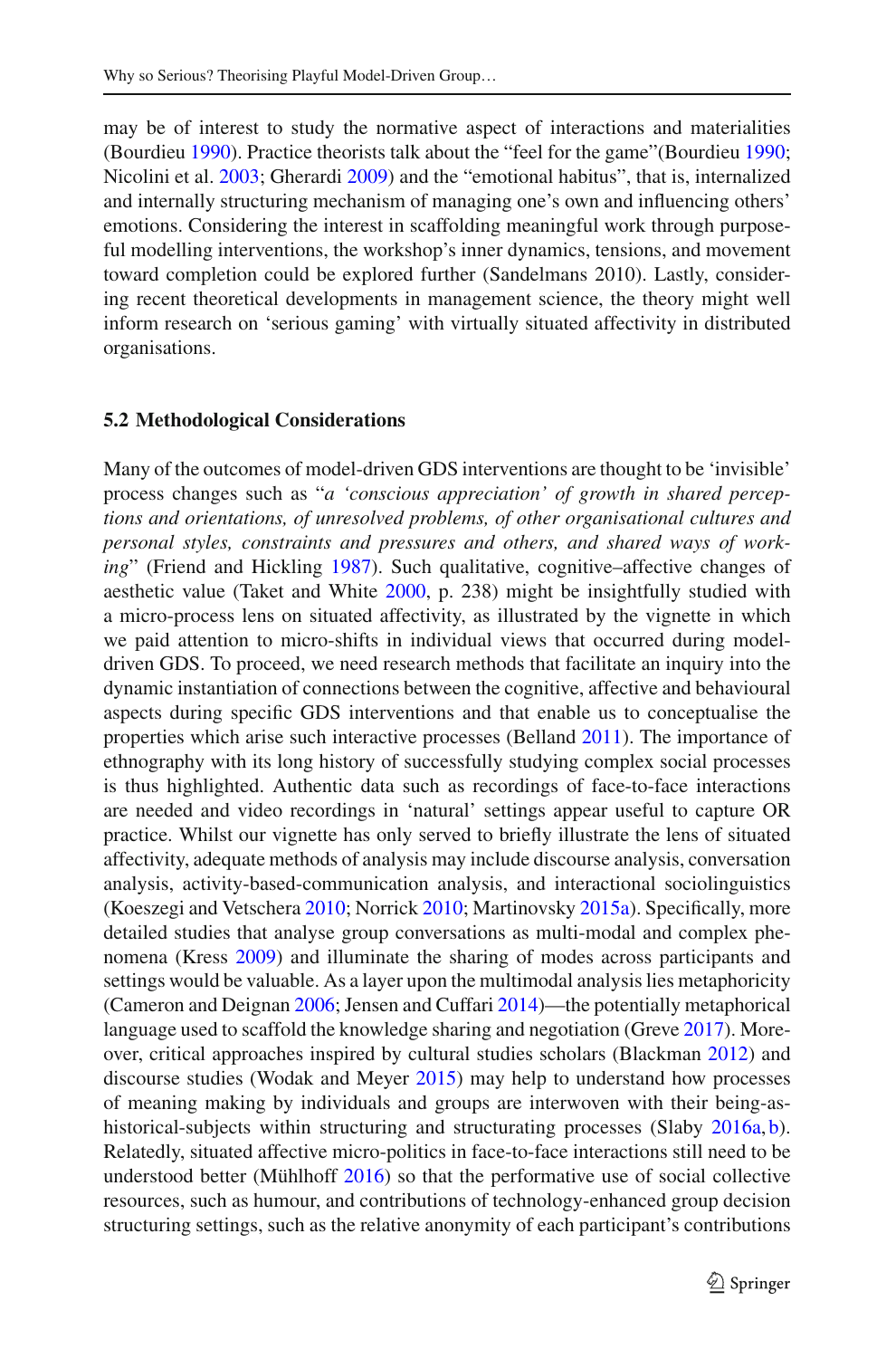may be of interest to study the normative aspect of interactions and materialities (Bourdieu 1990). Practice theorists talk about the "feel for the game"(Bourdieu 1990; Nicolini et al. 2003; Gherardi 2009) and the "emotional habitus", that is, internalized and internally structuring mechanism of managing one's own and influencing others' emotions. Considering the interest in scaffolding meaningful work through purposeful modelling interventions, the workshop's inner dynamics, tensions, and movement toward completion could be explored further (Sandelmans 2010). Lastly, considering recent theoretical developments in management science, the theory might well inform research on 'serious gaming' with virtually situated affectivity in distributed organisations.

### 5.2 Methodological Considerations

Many of the outcomes of model-driven GDS interventions are thought to be 'invisible' process changes such as "*a 'conscious appreciation' of growth in shared perceptions and orientations, of unresolved problems, of other organisational cultures and personal styles, constraints and pressures and others, and shared ways of working*" (Friend and Hickling 1987). Such qualitative, cognitive–affective changes of aesthetic value (Taket and White 2000, p. 238) might be insightfully studied with a micro-process lens on situated affectivity, as illustrated by the vignette in which we paid attention to micro-shifts in individual views that occurred during model-driven GDS. To proceed, we need research methods that facilitate an inquiry into the dynamic instantiation of connections between the cognitive, affective and behavioural aspects during specific GDS interventions and that enable us to conceptualise the properties which arise such interactive processes (Belland 2011). The importance of ethnography with its long history of successfully studying complex social processes is thus highlighted. Authentic data such as recordings of face-to-face interactions are needed and video recordings in 'natural' settings appear useful to capture OR practice. Whilst our vignette has only served to briefly illustrate the lens of situated affectivity, adequate methods of analysis may include discourse analysis, conversation analysis, activity-based-communication analysis, and interactional sociolinguistics (Koeszegi and Vetschera 2010; Norrick 2010; Martinovsky 2015a). Specifically, more detailed studies that analyse group conversations as multi-modal and complex phenomena (Kress 2009) and illuminate the sharing of modes across participants and settings would be valuable. As a layer upon the multimodal analysis lies metaphoricity (Cameron and Deignan 2006; Jensen and Cuffari 2014)—the potentially metaphorical language used to scaffold the knowledge sharing and negotiation (Greve 2017). Moreover, critical approaches inspired by cultural studies scholars (Blackman 2012) and discourse studies (Wodak and Meyer 2015) may help to understand how processes of meaning making by individuals and groups are interwoven with their being-as-historical-subjects within structuring and structurating processes (Slaby 2016a, b). Relatedly, situated affective micro-politics in face-to-face interactions still need to be understood better (Mühlhoff 2016) so that the performative use of social collective resources, such as humour, and contributions of technology-enhanced group decision structuring settings, such as the relative anonymity of each participant's contributions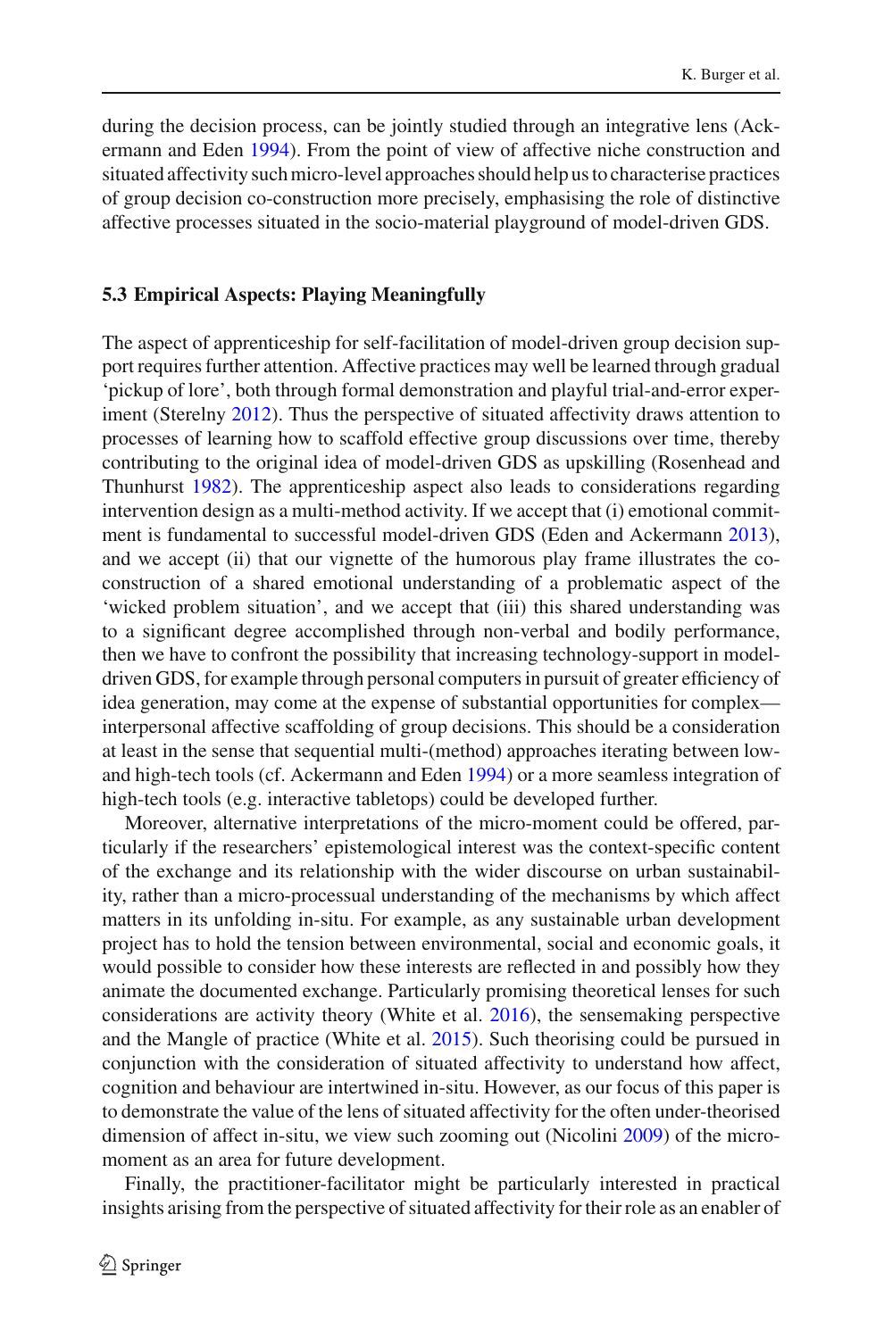during the decision process, can be jointly studied through an integrative lens (Ackermann and Eden 1994). From the point of view of affective niche construction and situated affectivity such micro-level approaches should help us to characterise practices of group decision co-construction more precisely, emphasising the role of distinctive affective processes situated in the socio-material playground of model-driven GDS.

### 5.3 Empirical Aspects: Playing Meaningfully

The aspect of apprenticeship for self-facilitation of model-driven group decision support requires further attention. Affective practices may well be learned through gradual 'pickup of lore', both through formal demonstration and playful trial-and-error experiment (Sterelny 2012). Thus the perspective of situated affectivity draws attention to processes of learning how to scaffold effective group discussions over time, thereby contributing to the original idea of model-driven GDS as upskilling (Rosenhead and Thunhurst 1982). The apprenticeship aspect also leads to considerations regarding intervention design as a multi-method activity. If we accept that (i) emotional commitment is fundamental to successful model-driven GDS (Eden and Ackermann 2013), and we accept (ii) that our vignette of the humorous play frame illustrates the co-construction of a shared emotional understanding of a problematic aspect of the 'wicked problem situation', and we accept that (iii) this shared understanding was to a significant degree accomplished through non-verbal and bodily performance, then we have to confront the possibility that increasing technology-support in model-driven GDS, for example through personal computers in pursuit of greater efficiency of idea generation, may come at the expense of substantial opportunities for complex—interpersonal affective scaffolding of group decisions. This should be a consideration at least in the sense that sequential multi-(method) approaches iterating between low- and high-tech tools (cf. Ackermann and Eden 1994) or a more seamless integration of high-tech tools (e.g. interactive tabletops) could be developed further.

Moreover, alternative interpretations of the micro-moment could be offered, particularly if the researchers' epistemological interest was the context-specific content of the exchange and its relationship with the wider discourse on urban sustainability, rather than a micro-processual understanding of the mechanisms by which affect matters in its unfolding in-situ. For example, as any sustainable urban development project has to hold the tension between environmental, social and economic goals, it would possible to consider how these interests are reflected in and possibly how they animate the documented exchange. Particularly promising theoretical lenses for such considerations are activity theory (White et al. 2016), the sensemaking perspective and the Mangle of practice (White et al. 2015). Such theorising could be pursued in conjunction with the consideration of situated affectivity to understand how affect, cognition and behaviour are intertwined in-situ. However, as our focus of this paper is to demonstrate the value of the lens of situated affectivity for the often under-theorised dimension of affect in-situ, we view such zooming out (Nicolini 2009) of the micro-moment as an area for future development.

Finally, the practitioner-facilitator might be particularly interested in practical insights arising from the perspective of situated affectivity for their role as an enabler of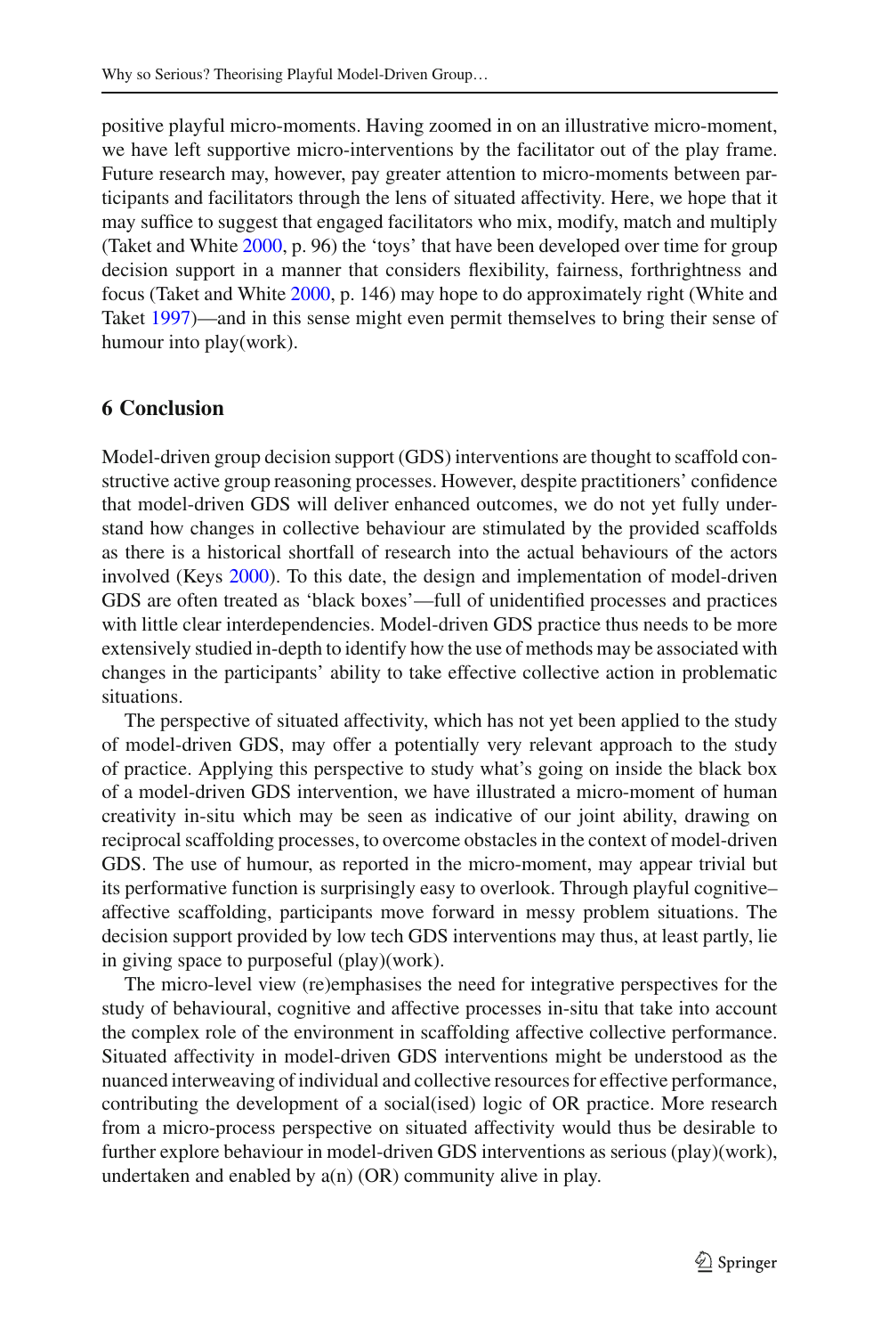positive playful micro-moments. Having zoomed in on an illustrative micro-moment, we have left supportive micro-interventions by the facilitator out of the play frame. Future research may, however, pay greater attention to micro-moments between participants and facilitators through the lens of situated affectivity. Here, we hope that it may suffice to suggest that engaged facilitators who mix, modify, match and multiply (Taket and White 2000, p. 96) the 'toys' that have been developed over time for group decision support in a manner that considers flexibility, fairness, forthrightness and focus (Taket and White 2000, p. 146) may hope to do approximately right (White and Taket 1997)—and in this sense might even permit themselves to bring their sense of humour into play(work).

## 6 Conclusion

Model-driven group decision support (GDS) interventions are thought to scaffold constructive active group reasoning processes. However, despite practitioners' confidence that model-driven GDS will deliver enhanced outcomes, we do not yet fully understand how changes in collective behaviour are stimulated by the provided scaffolds as there is a historical shortfall of research into the actual behaviours of the actors involved (Keys 2000). To this date, the design and implementation of model-driven GDS are often treated as 'black boxes'—full of unidentified processes and practices with little clear interdependencies. Model-driven GDS practice thus needs to be more extensively studied in-depth to identify how the use of methods may be associated with changes in the participants' ability to take effective collective action in problematic situations.

The perspective of situated affectivity, which has not yet been applied to the study of model-driven GDS, may offer a potentially very relevant approach to the study of practice. Applying this perspective to study what's going on inside the black box of a model-driven GDS intervention, we have illustrated a micro-moment of human creativity in-situ which may be seen as indicative of our joint ability, drawing on reciprocal scaffolding processes, to overcome obstacles in the context of model-driven GDS. The use of humour, as reported in the micro-moment, may appear trivial but its performative function is surprisingly easy to overlook. Through playful cognitive–affective scaffolding, participants move forward in messy problem situations. The decision support provided by low tech GDS interventions may thus, at least partly, lie in giving space to purposeful (play)(work).

The micro-level view (re)emphasises the need for integrative perspectives for the study of behavioural, cognitive and affective processes in-situ that take into account the complex role of the environment in scaffolding affective collective performance. Situated affectivity in model-driven GDS interventions might be understood as the nuanced interweaving of individual and collective resources for effective performance, contributing the development of a social(ised) logic of OR practice. More research from a micro-process perspective on situated affectivity would thus be desirable to further explore behaviour in model-driven GDS interventions as serious (play)(work), undertaken and enabled by a(n) (OR) community alive in play.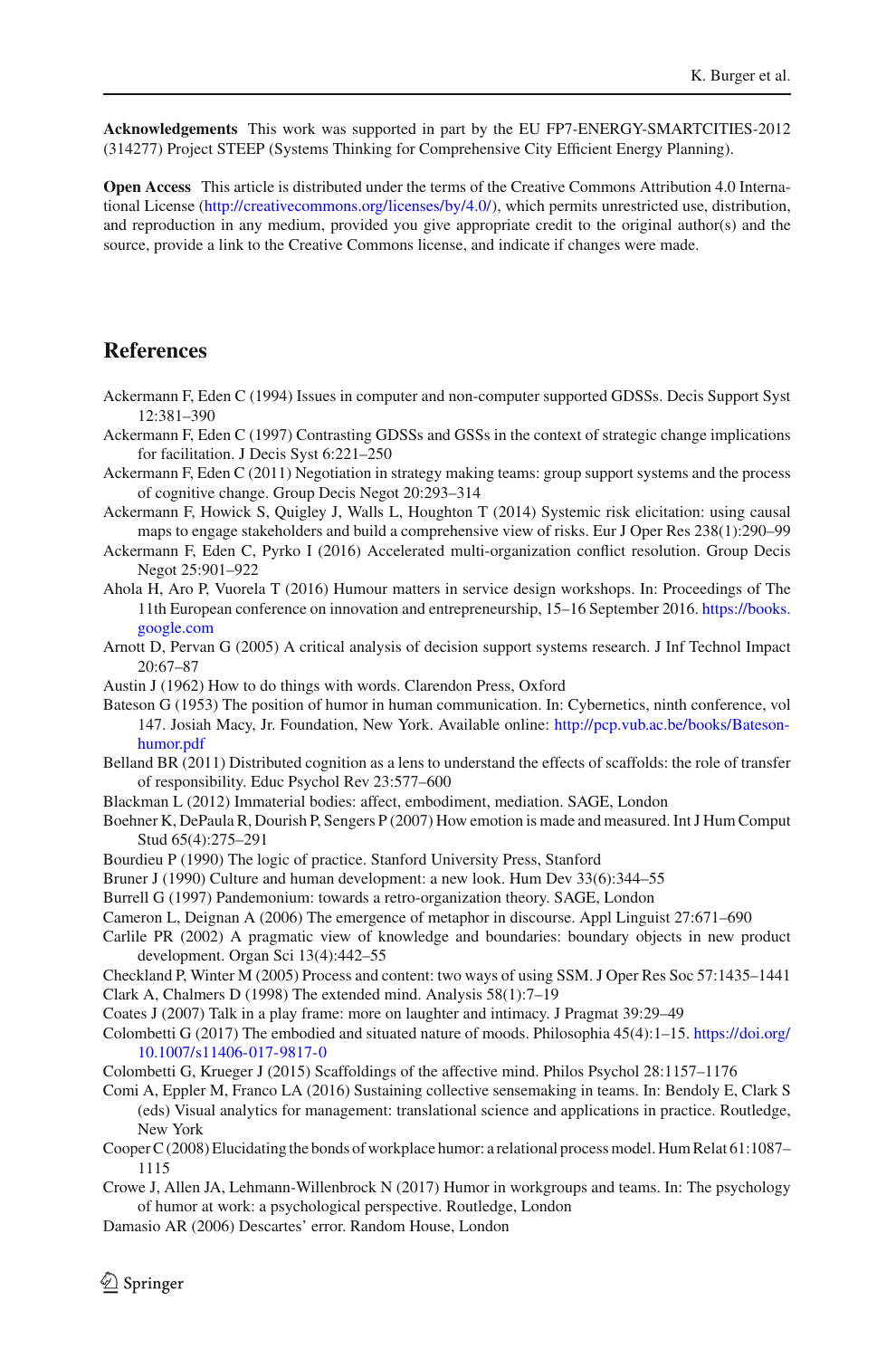**Acknowledgements** This work was supported in part by the EU FP7-ENERGY-SMARTCITIES-2012 (314277) Project STEEP (Systems Thinking for Comprehensive City Efficient Energy Planning).

**Open Access** This article is distributed under the terms of the Creative Commons Attribution 4.0 International License (http://creativecommons.org/licenses/by/4.0/), which permits unrestricted use, distribution, and reproduction in any medium, provided you give appropriate credit to the original author(s) and the source, provide a link to the Creative Commons license, and indicate if changes were made.

## References

Ackermann F, Eden C (1994) Issues in computer and non-computer supported GDSSs. Decis Support Syst 12:381–390

Ackermann F, Eden C (1997) Contrasting GDSSs and GSSs in the context of strategic change implications for facilitation. J Decis Syst 6:221–250

Ackermann F, Eden C (2011) Negotiation in strategy making teams: group support systems and the process of cognitive change. Group Decis Negot 20:293–314

Ackermann F, Howick S, Quigley J, Walls L, Houghton T (2014) Systemic risk elicitation: using causal maps to engage stakeholders and build a comprehensive view of risks. Eur J Oper Res 238(1):290–99

Ackermann F, Eden C, Pyrko I (2016) Accelerated multi-organization conflict resolution. Group Decis Negot 25:901–922

Ahola H, Aro P, Vuorela T (2016) Humour matters in service design workshops. In: Proceedings of The 11th European conference on innovation and entrepreneurship, 15–16 September 2016. https://books.google.com

Arnott D, Pervan G (2005) A critical analysis of decision support systems research. J Inf Technol Impact 20:67–87

Austin J (1962) How to do things with words. Clarendon Press, Oxford

Bateson G (1953) The position of humor in human communication. In: Cybernetics, ninth conference, vol 147. Josiah Macy, Jr. Foundation, New York. Available online: http://pcp.vub.ac.be/books/Bateson-humor.pdf

Belland BR (2011) Distributed cognition as a lens to understand the effects of scaffolds: the role of transfer of responsibility. Educ Psychol Rev 23:577–600

Blackman L (2012) Immaterial bodies: affect, embodiment, mediation. SAGE, London

Boehner K, DePaula R, Dourish P, Sengers P (2007) How emotion is made and measured. Int J Hum Comput Stud 65(4):275–291

Bourdieu P (1990) The logic of practice. Stanford University Press, Stanford

Bruner J (1990) Culture and human development: a new look. Hum Dev 33(6):344–55

Burrell G (1997) Pandemonium: towards a retro-organization theory. SAGE, London

Cameron L, Deignan A (2006) The emergence of metaphor in discourse. Appl Linguist 27:671–690

Carlile PR (2002) A pragmatic view of knowledge and boundaries: boundary objects in new product development. Organ Sci 13(4):442–55

Checkland P, Winter M (2005) Process and content: two ways of using SSM. J Oper Res Soc 57:1435–1441

Clark A, Chalmers D (1998) The extended mind. Analysis 58(1):7–19

Coates J (2007) Talk in a play frame: more on laughter and intimacy. J Pragmat 39:29–49

Colombetti G (2017) The embodied and situated nature of moods. Philosophia 45(4):1–15. https://doi.org/10.1007/s11406-017-9817-0

Colombetti G, Krueger J (2015) Scaffoldings of the affective mind. Philos Psychol 28:1157–1176

Comi A, Eppler M, Franco LA (2016) Sustaining collective sensemaking in teams. In: Bendoly E, Clark S (eds) Visual analytics for management: translational science and applications in practice. Routledge, New York

Cooper C (2008) Elucidating the bonds of workplace humor: a relational process model. Hum Relat 61:1087–1115

Crowe J, Allen JA, Lehmann-Willenbrock N (2017) Humor in workgroups and teams. In: The psychology of humor at work: a psychological perspective. Routledge, London

Damasio AR (2006) Descartes' error. Random House, London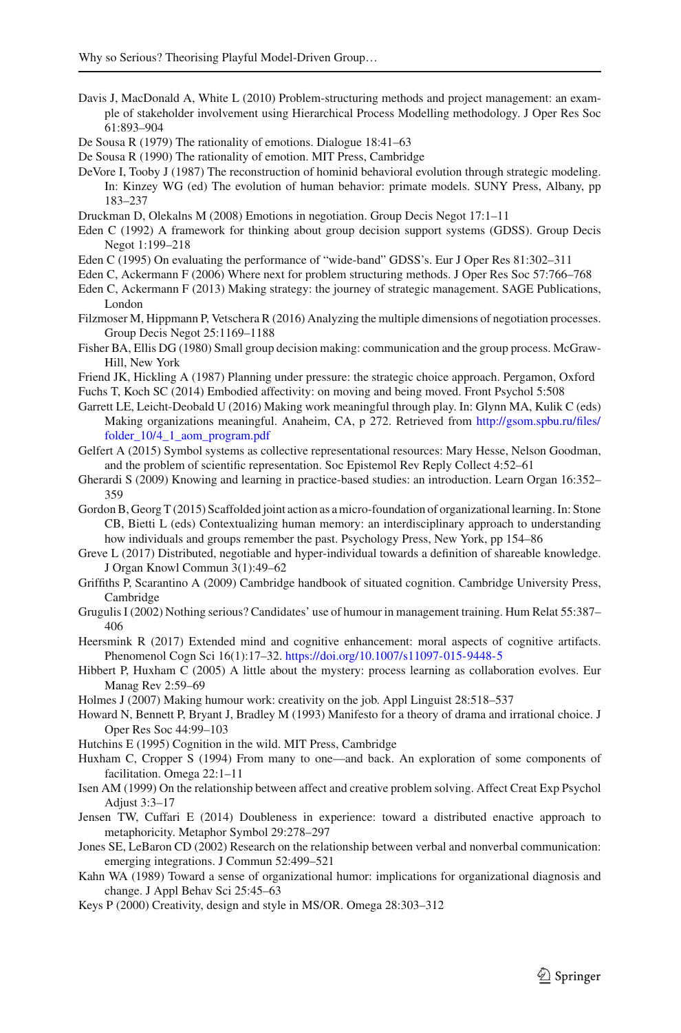Davis J, MacDonald A, White L (2010) Problem-structuring methods and project management: an example of stakeholder involvement using Hierarchical Process Modelling methodology. J Oper Res Soc 61:893–904

De Sousa R (1979) The rationality of emotions. Dialogue 18:41–63

De Sousa R (1990) The rationality of emotion. MIT Press, Cambridge

DeVore I, Tooby J (1987) The reconstruction of hominid behavioral evolution through strategic modeling. In: Kinzey WG (ed) The evolution of human behavior: primate models. SUNY Press, Albany, pp 183–237

Druckman D, Olekalns M (2008) Emotions in negotiation. Group Decis Negot 17:1–11

Eden C (1992) A framework for thinking about group decision support systems (GDSS). Group Decis Negot 1:199–218

Eden C (1995) On evaluating the performance of "wide-band" GDSS's. Eur J Oper Res 81:302–311

Eden C, Ackermann F (2006) Where next for problem structuring methods. J Oper Res Soc 57:766–768

Eden C, Ackermann F (2013) Making strategy: the journey of strategic management. SAGE Publications, London

Filzmoser M, Hippmann P, Vetschera R (2016) Analyzing the multiple dimensions of negotiation processes. Group Decis Negot 25:1169–1188

Fisher BA, Ellis DG (1980) Small group decision making: communication and the group process. McGraw-Hill, New York

Friend JK, Hickling A (1987) Planning under pressure: the strategic choice approach. Pergamon, Oxford

Fuchs T, Koch SC (2014) Embodied affectivity: on moving and being moved. Front Psychol 5:508

Garrett LE, Leicht-Deobald U (2016) Making work meaningful through play. In: Glynn MA, Kulik C (eds) Making organizations meaningful. Anaheim, CA, p 272. Retrieved from http://gsom.spbu.ru/files/folder_10/4_1_aom_program.pdf

Gelfert A (2015) Symbol systems as collective representational resources: Mary Hesse, Nelson Goodman, and the problem of scientific representation. Soc Epistemol Rev Reply Collect 4:52–61

Gherardi S (2009) Knowing and learning in practice-based studies: an introduction. Learn Organ 16:352–359

Gordon B, Georg T (2015) Scaffolded joint action as a micro-foundation of organizational learning. In: Stone CB, Bietti L (eds) Contextualizing human memory: an interdisciplinary approach to understanding how individuals and groups remember the past. Psychology Press, New York, pp 154–86

Greve L (2017) Distributed, negotiable and hyper-individual towards a definition of shareable knowledge. J Organ Knowl Commun 3(1):49–62

Griffiths P, Scarantino A (2009) Cambridge handbook of situated cognition. Cambridge University Press, Cambridge

Grugulis I (2002) Nothing serious? Candidates' use of humour in management training. Hum Relat 55:387–406

Heersmink R (2017) Extended mind and cognitive enhancement: moral aspects of cognitive artifacts. Phenomenol Cogn Sci 16(1):17–32. https://doi.org/10.1007/s11097-015-9448-5

Hibbert P, Huxham C (2005) A little about the mystery: process learning as collaboration evolves. Eur Manag Rev 2:59–69

Holmes J (2007) Making humour work: creativity on the job. Appl Linguist 28:518–537

Howard N, Bennett P, Bryant J, Bradley M (1993) Manifesto for a theory of drama and irrational choice. J Oper Res Soc 44:99–103

Hutchins E (1995) Cognition in the wild. MIT Press, Cambridge

Huxham C, Cropper S (1994) From many to one—and back. An exploration of some components of facilitation. Omega 22:1–11

Isen AM (1999) On the relationship between affect and creative problem solving. Affect Creat Exp Psychol Adjust 3:3–17

Jensen TW, Cuffari E (2014) Doubleness in experience: toward a distributed enactive approach to metaphoricity. Metaphor Symbol 29:278–297

Jones SE, LeBaron CD (2002) Research on the relationship between verbal and nonverbal communication: emerging integrations. J Commun 52:499–521

Kahn WA (1989) Toward a sense of organizational humor: implications for organizational diagnosis and change. J Appl Behav Sci 25:45–63

Keys P (2000) Creativity, design and style in MS/OR. Omega 28:303–312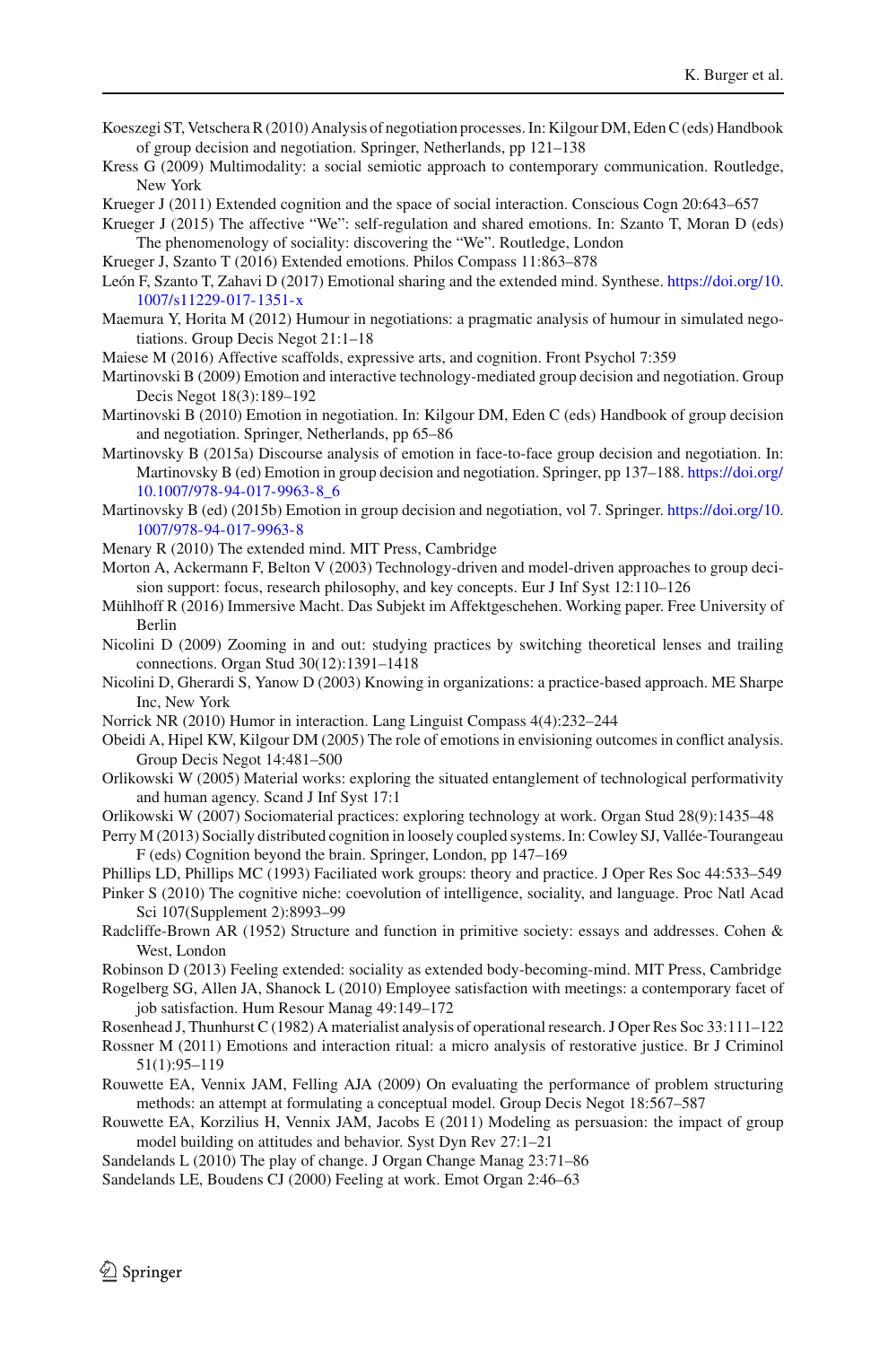Koeszegi ST, Vetschera R (2010) Analysis of negotiation processes. In: Kilgour DM, Eden C (eds) Handbook of group decision and negotiation. Springer, Netherlands, pp 121–138

Kress G (2009) Multimodality: a social semiotic approach to contemporary communication. Routledge, New York

Krueger J (2011) Extended cognition and the space of social interaction. Conscious Cogn 20:643–657

Krueger J (2015) The affective "We": self-regulation and shared emotions. In: Szanto T, Moran D (eds) The phenomenology of sociality: discovering the "We". Routledge, London

Krueger J, Szanto T (2016) Extended emotions. Philos Compass 11:863–878

León F, Szanto T, Zahavi D (2017) Emotional sharing and the extended mind. Synthese. https://doi.org/10.1007/s11229-017-1351-x

Maemura Y, Horita M (2012) Humour in negotiations: a pragmatic analysis of humour in simulated negotiations. Group Decis Negot 21:1–18

Maiese M (2016) Affective scaffolds, expressive arts, and cognition. Front Psychol 7:359

Martinovski B (2009) Emotion and interactive technology-mediated group decision and negotiation. Group Decis Negot 18(3):189–192

Martinovski B (2010) Emotion in negotiation. In: Kilgour DM, Eden C (eds) Handbook of group decision and negotiation. Springer, Netherlands, pp 65–86

Martinovsky B (2015a) Discourse analysis of emotion in face-to-face group decision and negotiation. In: Martinovsky B (ed) Emotion in group decision and negotiation. Springer, pp 137–188. https://doi.org/10.1007/978-94-017-9963-8_6

Martinovsky B (ed) (2015b) Emotion in group decision and negotiation, vol 7. Springer. https://doi.org/10.1007/978-94-017-9963-8

Menary R (2010) The extended mind. MIT Press, Cambridge

Morton A, Ackermann F, Belton V (2003) Technology-driven and model-driven approaches to group decision support: focus, research philosophy, and key concepts. Eur J Inf Syst 12:110–126

Mühlhoff R (2016) Immersive Macht. Das Subjekt im Affektgeschehen. Working paper. Free University of Berlin

Nicolini D (2009) Zooming in and out: studying practices by switching theoretical lenses and trailing connections. Organ Stud 30(12):1391–1418

Nicolini D, Gherardi S, Yanow D (2003) Knowing in organizations: a practice-based approach. ME Sharpe Inc, New York

Norrick NR (2010) Humor in interaction. Lang Linguist Compass 4(4):232–244

Obeidi A, Hipel KW, Kilgour DM (2005) The role of emotions in envisioning outcomes in conflict analysis. Group Decis Negot 14:481–500

Orlikowski W (2005) Material works: exploring the situated entanglement of technological performativity and human agency. Scand J Inf Syst 17:1

Orlikowski W (2007) Sociomaterial practices: exploring technology at work. Organ Stud 28(9):1435–48

Perry M (2013) Socially distributed cognition in loosely coupled systems. In: Cowley SJ, Vallée-Tourangeau F (eds) Cognition beyond the brain. Springer, London, pp 147–169

Phillips LD, Phillips MC (1993) Faciliated work groups: theory and practice. J Oper Res Soc 44:533–549

Pinker S (2010) The cognitive niche: coevolution of intelligence, sociality, and language. Proc Natl Acad Sci 107(Supplement 2):8993–99

Radcliffe-Brown AR (1952) Structure and function in primitive society: essays and addresses. Cohen & West, London

Robinson D (2013) Feeling extended: sociality as extended body-becoming-mind. MIT Press, Cambridge

Rogelberg SG, Allen JA, Shanock L (2010) Employee satisfaction with meetings: a contemporary facet of job satisfaction. Hum Resour Manag 49:149–172

Rosenhead J, Thunhurst C (1982) A materialist analysis of operational research. J Oper Res Soc 33:111–122

Rossner M (2011) Emotions and interaction ritual: a micro analysis of restorative justice. Br J Criminol 51(1):95–119

Rouwette EA, Vennix JAM, Felling AJA (2009) On evaluating the performance of problem structuring methods: an attempt at formulating a conceptual model. Group Decis Negot 18:567–587

Rouwette EA, Korzilius H, Vennix JAM, Jacobs E (2011) Modeling as persuasion: the impact of group model building on attitudes and behavior. Syst Dyn Rev 27:1–21

Sandelands L (2010) The play of change. J Organ Change Manag 23:71–86

Sandelands LE, Boudens CJ (2000) Feeling at work. Emot Organ 2:46–63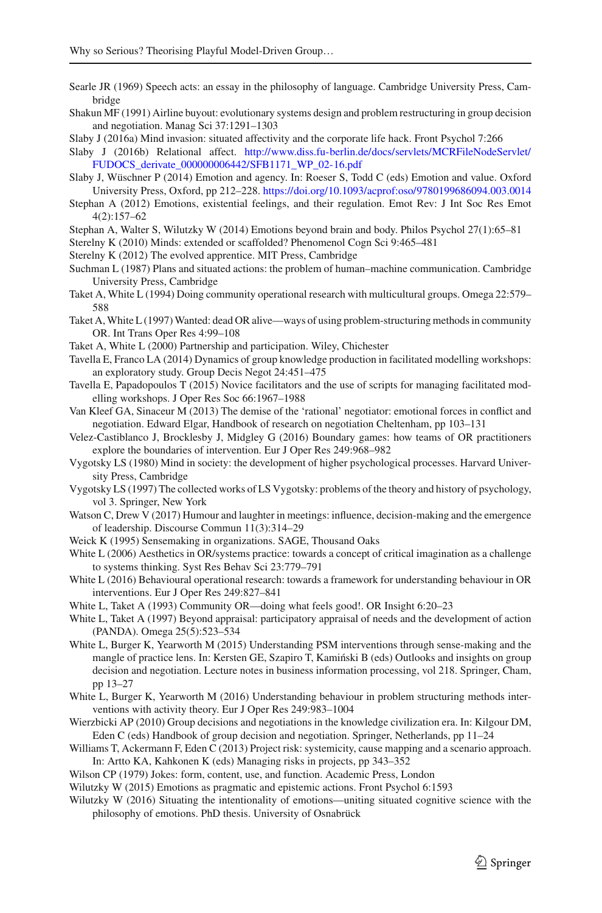Searle JR (1969) Speech acts: an essay in the philosophy of language. Cambridge University Press, Cambridge

Shakun MF (1991) Airline buyout: evolutionary systems design and problem restructuring in group decision and negotiation. Manag Sci 37:1291–1303

Slaby J (2016a) Mind invasion: situated affectivity and the corporate life hack. Front Psychol 7:266

Slaby J (2016b) Relational affect. http://www.diss.fu-berlin.de/docs/servlets/MCRFileNodeServlet/FUDOCS_derivate_000000006442/SFB1171_WP_02-16.pdf

Slaby J, Wüschner P (2014) Emotion and agency. In: Roeser S, Todd C (eds) Emotion and value. Oxford University Press, Oxford, pp 212–228. https://doi.org/10.1093/acprof:oso/9780199686094.003.0014

Stephan A (2012) Emotions, existential feelings, and their regulation. Emot Rev: J Int Soc Res Emot 4(2):157–62

Stephan A, Walter S, Wilutzky W (2014) Emotions beyond brain and body. Philos Psychol 27(1):65–81

Sterelny K (2010) Minds: extended or scaffolded? Phenomenol Cogn Sci 9:465–481

Sterelny K (2012) The evolved apprentice. MIT Press, Cambridge

Suchman L (1987) Plans and situated actions: the problem of human–machine communication. Cambridge University Press, Cambridge

Taket A, White L (1994) Doing community operational research with multicultural groups. Omega 22:579–588

Taket A, White L (1997) Wanted: dead OR alive—ways of using problem-structuring methods in community OR. Int Trans Oper Res 4:99–108

Taket A, White L (2000) Partnership and participation. Wiley, Chichester

Tavella E, Franco LA (2014) Dynamics of group knowledge production in facilitated modelling workshops: an exploratory study. Group Decis Negot 24:451–475

Tavella E, Papadopoulos T (2015) Novice facilitators and the use of scripts for managing facilitated modelling workshops. J Oper Res Soc 66:1967–1988

Van Kleef GA, Sinaceur M (2013) The demise of the 'rational' negotiator: emotional forces in conflict and negotiation. Edward Elgar, Handbook of research on negotiation Cheltenham, pp 103–131

Velez-Castiblanco J, Brocklesby J, Midgley G (2016) Boundary games: how teams of OR practitioners explore the boundaries of intervention. Eur J Oper Res 249:968–982

Vygotsky LS (1980) Mind in society: the development of higher psychological processes. Harvard University Press, Cambridge

Vygotsky LS (1997) The collected works of LS Vygotsky: problems of the theory and history of psychology, vol 3. Springer, New York

Watson C, Drew V (2017) Humour and laughter in meetings: influence, decision-making and the emergence of leadership. Discourse Commun 11(3):314–29

Weick K (1995) Sensemaking in organizations. SAGE, Thousand Oaks

White L (2006) Aesthetics in OR/systems practice: towards a concept of critical imagination as a challenge to systems thinking. Syst Res Behav Sci 23:779–791

White L (2016) Behavioural operational research: towards a framework for understanding behaviour in OR interventions. Eur J Oper Res 249:827–841

White L, Taket A (1993) Community OR—doing what feels good!. OR Insight 6:20–23

White L, Taket A (1997) Beyond appraisal: participatory appraisal of needs and the development of action (PANDA). Omega 25(5):523–534

White L, Burger K, Yearworth M (2015) Understanding PSM interventions through sense-making and the mangle of practice lens. In: Kersten GE, Szapiro T, Kamiński B (eds) Outlooks and insights on group decision and negotiation. Lecture notes in business information processing, vol 218. Springer, Cham, pp 13–27

White L, Burger K, Yearworth M (2016) Understanding behaviour in problem structuring methods interventions with activity theory. Eur J Oper Res 249:983–1004

Wierzbicki AP (2010) Group decisions and negotiations in the knowledge civilization era. In: Kilgour DM, Eden C (eds) Handbook of group decision and negotiation. Springer, Netherlands, pp 11–24

Williams T, Ackermann F, Eden C (2013) Project risk: systemicity, cause mapping and a scenario approach. In: Artto KA, Kahkonen K (eds) Managing risks in projects, pp 343–352

Wilson CP (1979) Jokes: form, content, use, and function. Academic Press, London

Wilutzky W (2015) Emotions as pragmatic and epistemic actions. Front Psychol 6:1593

Wilutzky W (2016) Situating the intentionality of emotions—uniting situated cognitive science with the philosophy of emotions. PhD thesis. University of Osnabrück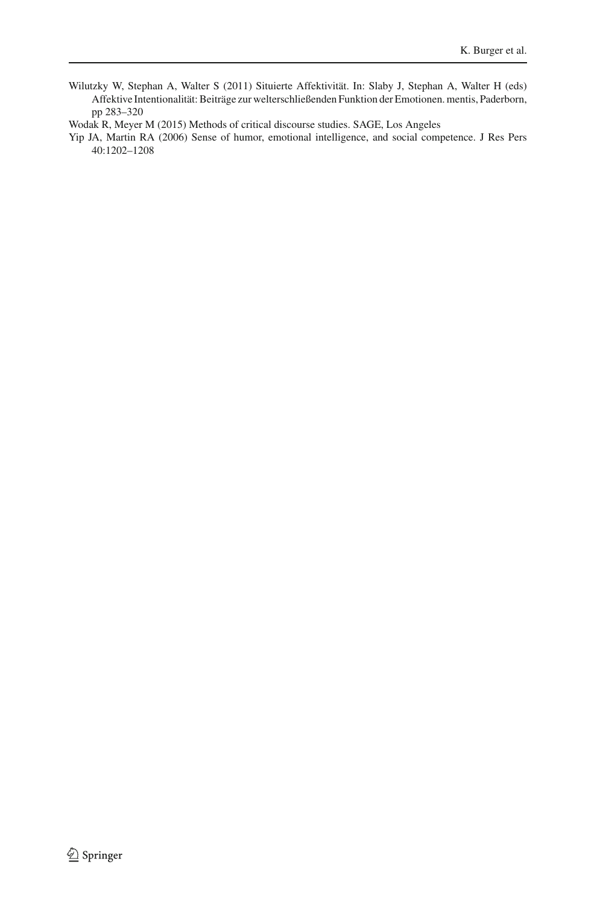Wilutzky W, Stephan A, Walter S (2011) Situierte Affektivität. In: Slaby J, Stephan A, Walter H (eds) Affektive Intentionalität: Beiträge zur welterschließenden Funktion der Emotionen. mentis, Paderborn, pp 283–320

Wodak R, Meyer M (2015) Methods of critical discourse studies. SAGE, Los Angeles

Yip JA, Martin RA (2006) Sense of humor, emotional intelligence, and social competence. J Res Pers 40:1202–1208